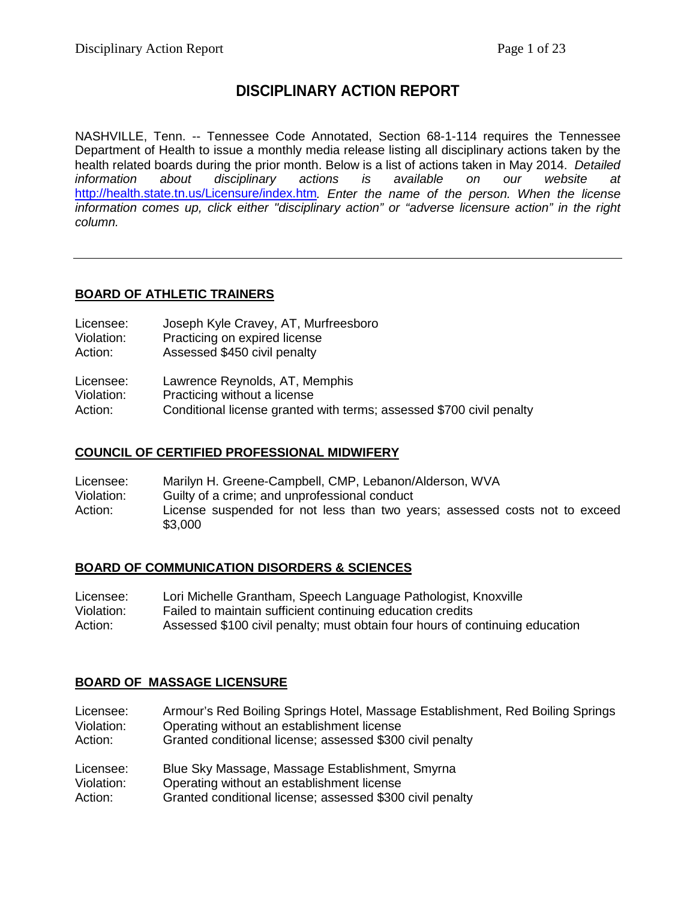# DISCIPLINARY ACTION REPORT

NASHVILLE, Tenn. -- Tennessee Code Annotated, Section 68-1-114 requires the Tennessee Department of Health to issue a monthly media release listing all disciplinary actions taken by the health related boards during the prior month. Below is a list of actions taken in May 2014. *Detailed information about disciplinary actions is available on our website at* [http://health.state.tn.us/Licensure/index.htm](http://health.state.tn.us/Licensure/index.htm)*. Enter the name of the person. When the license information comes up, click either "disciplinary action" or "adverse licensure action" in the right column.*

---

## BOARD OF ATHLETIC TRAINERS

Licensee: Joseph Kyle Cravey, AT, Murfreesboro
Violation: Practicing on expired license
Action: Assessed $450 civil penalty

Licensee: Lawrence Reynolds, AT, Memphis
Violation: Practicing without a license
Action: Conditional license granted with terms; assessed $700 civil penalty

## COUNCIL OF CERTIFIED PROFESSIONAL MIDWIFERY

Licensee: Marilyn H. Greene-Campbell, CMP, Lebanon/Alderson, WVA
Violation: Guilty of a crime; and unprofessional conduct
Action: License suspended for not less than two years; assessed costs not to exceed $3,000

## BOARD OF COMMUNICATION DISORDERS & SCIENCES

Licensee: Lori Michelle Grantham, Speech Language Pathologist, Knoxville
Violation: Failed to maintain sufficient continuing education credits
Action: Assessed $100 civil penalty; must obtain four hours of continuing education

## BOARD OF MASSAGE LICENSURE

Licensee: Armour's Red Boiling Springs Hotel, Massage Establishment, Red Boiling Springs
Violation: Operating without an establishment license
Action: Granted conditional license; assessed $300 civil penalty

Licensee: Blue Sky Massage, Massage Establishment, Smyrna
Violation: Operating without an establishment license
Action: Granted conditional license; assessed $300 civil penalty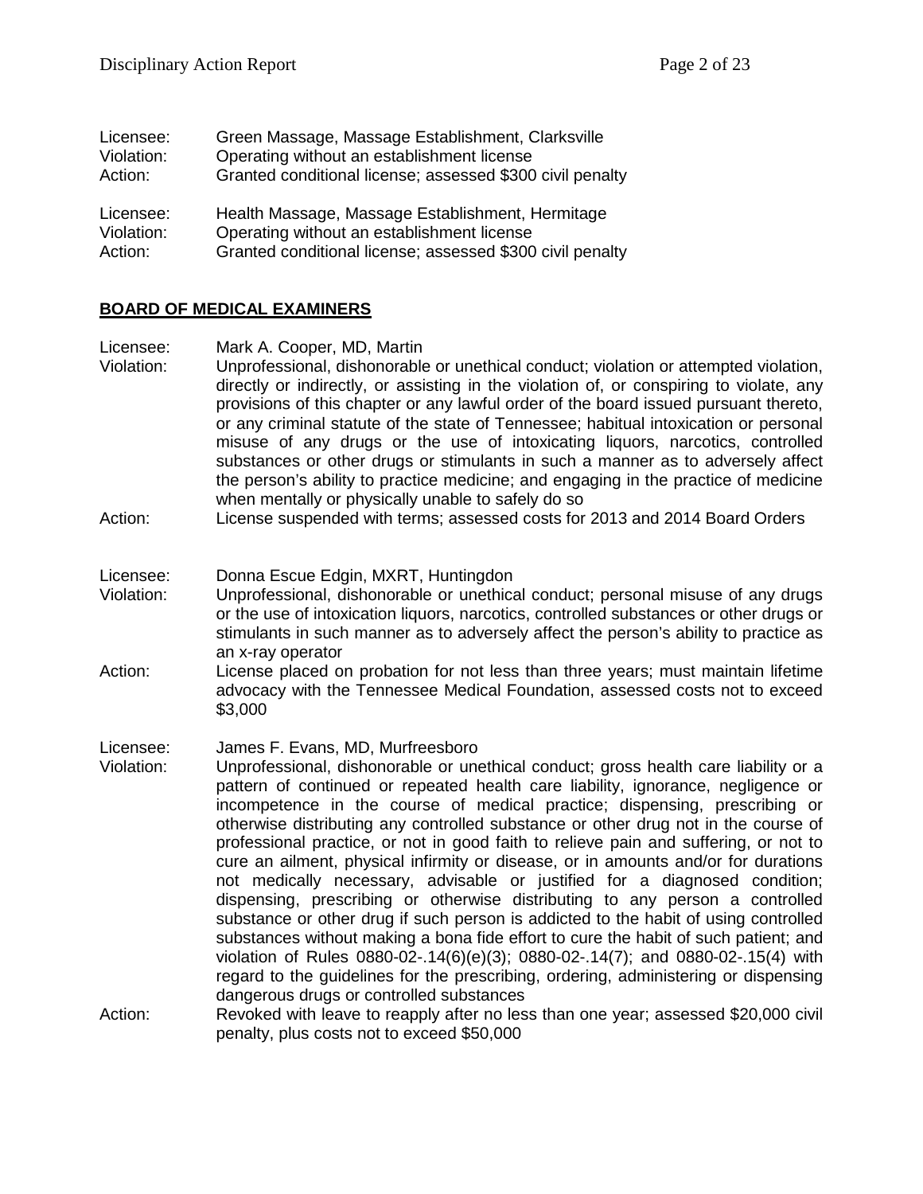Licensee: Green Massage, Massage Establishment, Clarksville
Violation: Operating without an establishment license
Action: Granted conditional license; assessed $300 civil penalty

Licensee: Health Massage, Massage Establishment, Hermitage
Violation: Operating without an establishment license
Action: Granted conditional license; assessed $300 civil penalty

## **BOARD OF MEDICAL EXAMINERS**

Licensee: Mark A. Cooper, MD, Martin
Violation: Unprofessional, dishonorable or unethical conduct; violation or attempted violation, directly or indirectly, or assisting in the violation of, or conspiring to violate, any provisions of this chapter or any lawful order of the board issued pursuant thereto, or any criminal statute of the state of Tennessee; habitual intoxication or personal misuse of any drugs or the use of intoxicating liquors, narcotics, controlled substances or other drugs or stimulants in such a manner as to adversely affect the person's ability to practice medicine; and engaging in the practice of medicine when mentally or physically unable to safely do so
Action: License suspended with terms; assessed costs for 2013 and 2014 Board Orders

Licensee: Donna Escue Edgin, MXRT, Huntingdon
Violation: Unprofessional, dishonorable or unethical conduct; personal misuse of any drugs or the use of intoxication liquors, narcotics, controlled substances or other drugs or stimulants in such manner as to adversely affect the person's ability to practice as an x-ray operator
Action: License placed on probation for not less than three years; must maintain lifetime advocacy with the Tennessee Medical Foundation, assessed costs not to exceed $3,000

Licensee: James F. Evans, MD, Murfreesboro
Violation: Unprofessional, dishonorable or unethical conduct; gross health care liability or a pattern of continued or repeated health care liability, ignorance, negligence or incompetence in the course of medical practice; dispensing, prescribing or otherwise distributing any controlled substance or other drug not in the course of professional practice, or not in good faith to relieve pain and suffering, or not to cure an ailment, physical infirmity or disease, or in amounts and/or for durations not medically necessary, advisable or justified for a diagnosed condition; dispensing, prescribing or otherwise distributing to any person a controlled substance or other drug if such person is addicted to the habit of using controlled substances without making a bona fide effort to cure the habit of such patient; and violation of Rules 0880-02-.14(6)(e)(3); 0880-02-.14(7); and 0880-02-.15(4) with regard to the guidelines for the prescribing, ordering, administering or dispensing dangerous drugs or controlled substances
Action: Revoked with leave to reapply after no less than one year; assessed $20,000 civil penalty, plus costs not to exceed $50,000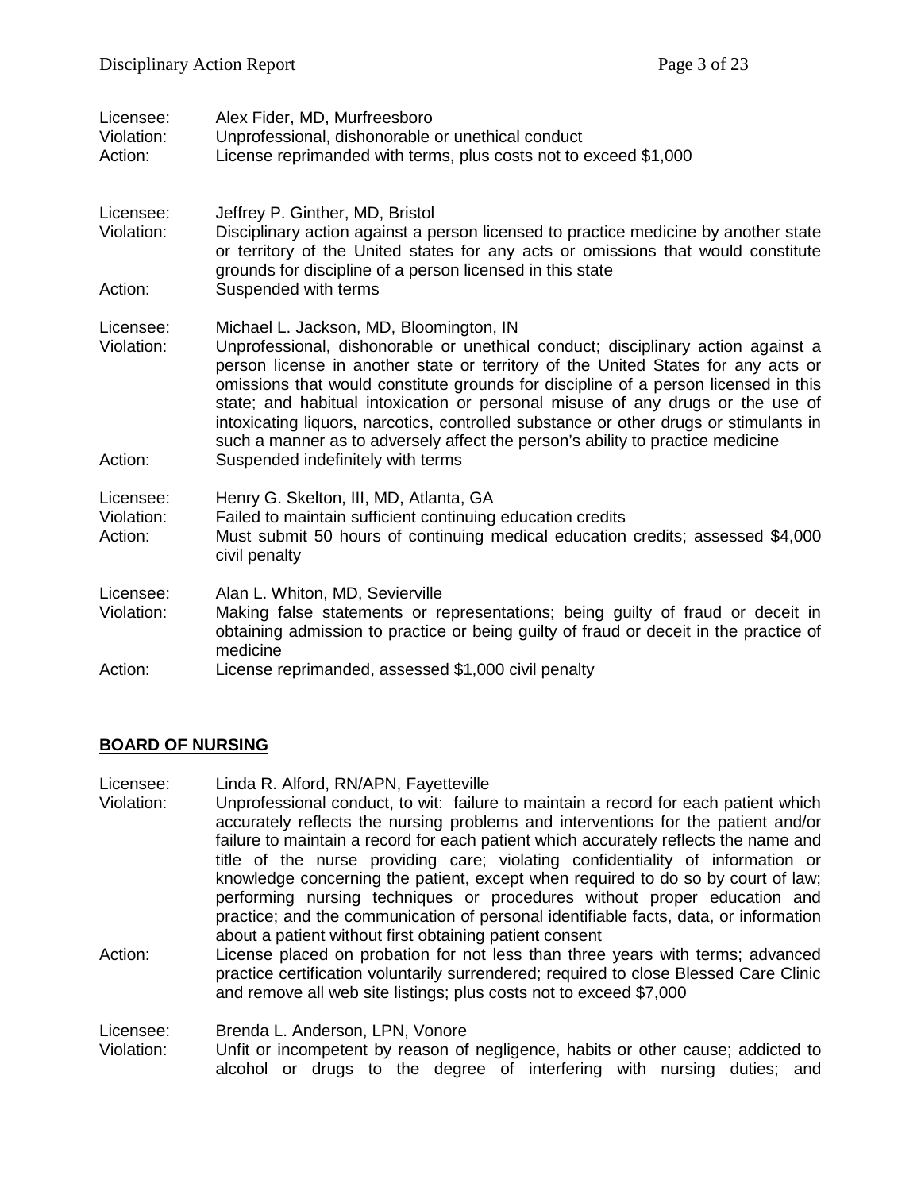Licensee: Alex Fider, MD, Murfreesboro
Violation: Unprofessional, dishonorable or unethical conduct
Action: License reprimanded with terms, plus costs not to exceed $1,000

Licensee: Jeffrey P. Ginther, MD, Bristol
Violation: Disciplinary action against a person licensed to practice medicine by another state or territory of the United states for any acts or omissions that would constitute grounds for discipline of a person licensed in this state
Action: Suspended with terms

Licensee: Michael L. Jackson, MD, Bloomington, IN
Violation: Unprofessional, dishonorable or unethical conduct; disciplinary action against a person license in another state or territory of the United States for any acts or omissions that would constitute grounds for discipline of a person licensed in this state; and habitual intoxication or personal misuse of any drugs or the use of intoxicating liquors, narcotics, controlled substance or other drugs or stimulants in such a manner as to adversely affect the person's ability to practice medicine
Action: Suspended indefinitely with terms

Licensee: Henry G. Skelton, III, MD, Atlanta, GA
Violation: Failed to maintain sufficient continuing education credits
Action: Must submit 50 hours of continuing medical education credits; assessed $4,000 civil penalty

Licensee: Alan L. Whiton, MD, Sevierville
Violation: Making false statements or representations; being guilty of fraud or deceit in obtaining admission to practice or being guilty of fraud or deceit in the practice of medicine
Action: License reprimanded, assessed $1,000 civil penalty

## BOARD OF NURSING

Licensee: Linda R. Alford, RN/APN, Fayetteville
Violation: Unprofessional conduct, to wit: failure to maintain a record for each patient which accurately reflects the nursing problems and interventions for the patient and/or failure to maintain a record for each patient which accurately reflects the name and title of the nurse providing care; violating confidentiality of information or knowledge concerning the patient, except when required to do so by court of law; performing nursing techniques or procedures without proper education and practice; and the communication of personal identifiable facts, data, or information about a patient without first obtaining patient consent
Action: License placed on probation for not less than three years with terms; advanced practice certification voluntarily surrendered; required to close Blessed Care Clinic and remove all web site listings; plus costs not to exceed $7,000

Licensee: Brenda L. Anderson, LPN, Vonore
Violation: Unfit or incompetent by reason of negligence, habits or other cause; addicted to alcohol or drugs to the degree of interfering with nursing duties; and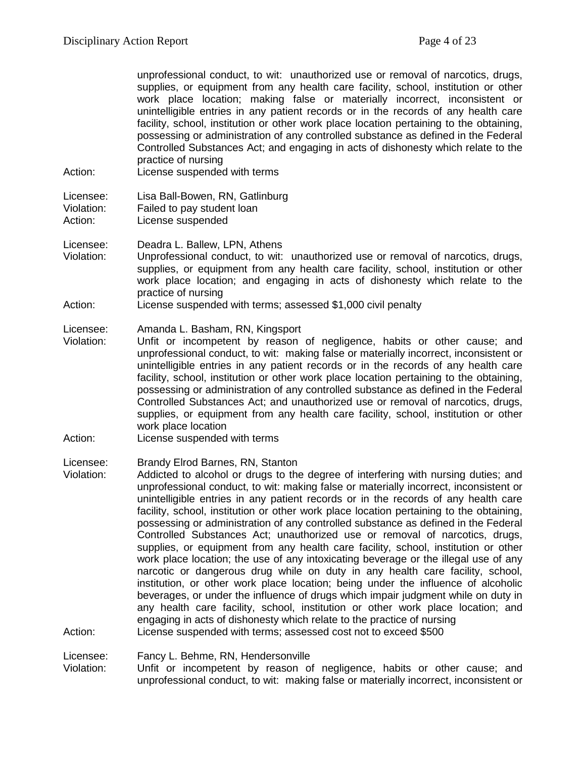unprofessional conduct, to wit: unauthorized use or removal of narcotics, drugs, supplies, or equipment from any health care facility, school, institution or other work place location; making false or materially incorrect, inconsistent or unintelligible entries in any patient records or in the records of any health care facility, school, institution or other work place location pertaining to the obtaining, possessing or administration of any controlled substance as defined in the Federal Controlled Substances Act; and engaging in acts of dishonesty which relate to the practice of nursing

Action: License suspended with terms

Licensee: Lisa Ball-Bowen, RN, Gatlinburg
Violation: Failed to pay student loan
Action: License suspended

Licensee: Deadra L. Ballew, LPN, Athens
Violation: Unprofessional conduct, to wit: unauthorized use or removal of narcotics, drugs, supplies, or equipment from any health care facility, school, institution or other work place location; and engaging in acts of dishonesty which relate to the practice of nursing
Action: License suspended with terms; assessed $1,000 civil penalty

Licensee: Amanda L. Basham, RN, Kingsport
Violation: Unfit or incompetent by reason of negligence, habits or other cause; and unprofessional conduct, to wit: making false or materially incorrect, inconsistent or unintelligible entries in any patient records or in the records of any health care facility, school, institution or other work place location pertaining to the obtaining, possessing or administration of any controlled substance as defined in the Federal Controlled Substances Act; and unauthorized use or removal of narcotics, drugs, supplies, or equipment from any health care facility, school, institution or other work place location
Action: License suspended with terms

Licensee: Brandy Elrod Barnes, RN, Stanton
Violation: Addicted to alcohol or drugs to the degree of interfering with nursing duties; and unprofessional conduct, to wit: making false or materially incorrect, inconsistent or unintelligible entries in any patient records or in the records of any health care facility, school, institution or other work place location pertaining to the obtaining, possessing or administration of any controlled substance as defined in the Federal Controlled Substances Act; unauthorized use or removal of narcotics, drugs, supplies, or equipment from any health care facility, school, institution or other work place location; the use of any intoxicating beverage or the illegal use of any narcotic or dangerous drug while on duty in any health care facility, school, institution, or other work place location; being under the influence of alcoholic beverages, or under the influence of drugs which impair judgment while on duty in any health care facility, school, institution or other work place location; and engaging in acts of dishonesty which relate to the practice of nursing
Action: License suspended with terms; assessed cost not to exceed $500

Licensee: Fancy L. Behme, RN, Hendersonville
Violation: Unfit or incompetent by reason of negligence, habits or other cause; and unprofessional conduct, to wit: making false or materially incorrect, inconsistent or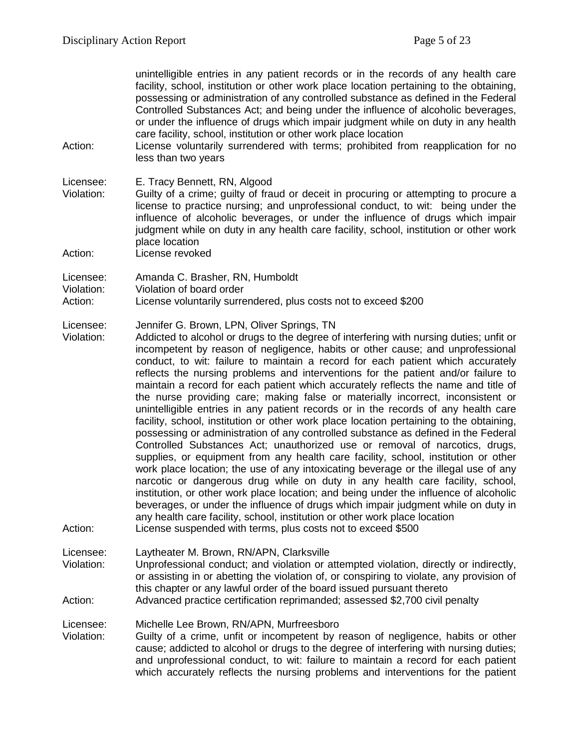unintelligible entries in any patient records or in the records of any health care facility, school, institution or other work place location pertaining to the obtaining, possessing or administration of any controlled substance as defined in the Federal Controlled Substances Act; and being under the influence of alcoholic beverages, or under the influence of drugs which impair judgment while on duty in any health care facility, school, institution or other work place location

Action: License voluntarily surrendered with terms; prohibited from reapplication for no less than two years

Licensee: E. Tracy Bennett, RN, Algood

Violation: Guilty of a crime; guilty of fraud or deceit in procuring or attempting to procure a license to practice nursing; and unprofessional conduct, to wit: being under the influence of alcoholic beverages, or under the influence of drugs which impair judgment while on duty in any health care facility, school, institution or other work place location

Action: License revoked

Licensee: Amanda C. Brasher, RN, Humboldt

Violation: Violation of board order

Action: License voluntarily surrendered, plus costs not to exceed $200

Licensee: Jennifer G. Brown, LPN, Oliver Springs, TN

Violation: Addicted to alcohol or drugs to the degree of interfering with nursing duties; unfit or incompetent by reason of negligence, habits or other cause; and unprofessional conduct, to wit: failure to maintain a record for each patient which accurately reflects the nursing problems and interventions for the patient and/or failure to maintain a record for each patient which accurately reflects the name and title of the nurse providing care; making false or materially incorrect, inconsistent or unintelligible entries in any patient records or in the records of any health care facility, school, institution or other work place location pertaining to the obtaining, possessing or administration of any controlled substance as defined in the Federal Controlled Substances Act; unauthorized use or removal of narcotics, drugs, supplies, or equipment from any health care facility, school, institution or other work place location; the use of any intoxicating beverage or the illegal use of any narcotic or dangerous drug while on duty in any health care facility, school, institution, or other work place location; and being under the influence of alcoholic beverages, or under the influence of drugs which impair judgment while on duty in any health care facility, school, institution or other work place location

Action: License suspended with terms, plus costs not to exceed $500

Licensee: Laytheater M. Brown, RN/APN, Clarksville

Violation: Unprofessional conduct; and violation or attempted violation, directly or indirectly, or assisting in or abetting the violation of, or conspiring to violate, any provision of this chapter or any lawful order of the board issued pursuant thereto

Action: Advanced practice certification reprimanded; assessed $2,700 civil penalty

Licensee: Michelle Lee Brown, RN/APN, Murfreesboro

Violation: Guilty of a crime, unfit or incompetent by reason of negligence, habits or other cause; addicted to alcohol or drugs to the degree of interfering with nursing duties; and unprofessional conduct, to wit: failure to maintain a record for each patient which accurately reflects the nursing problems and interventions for the patient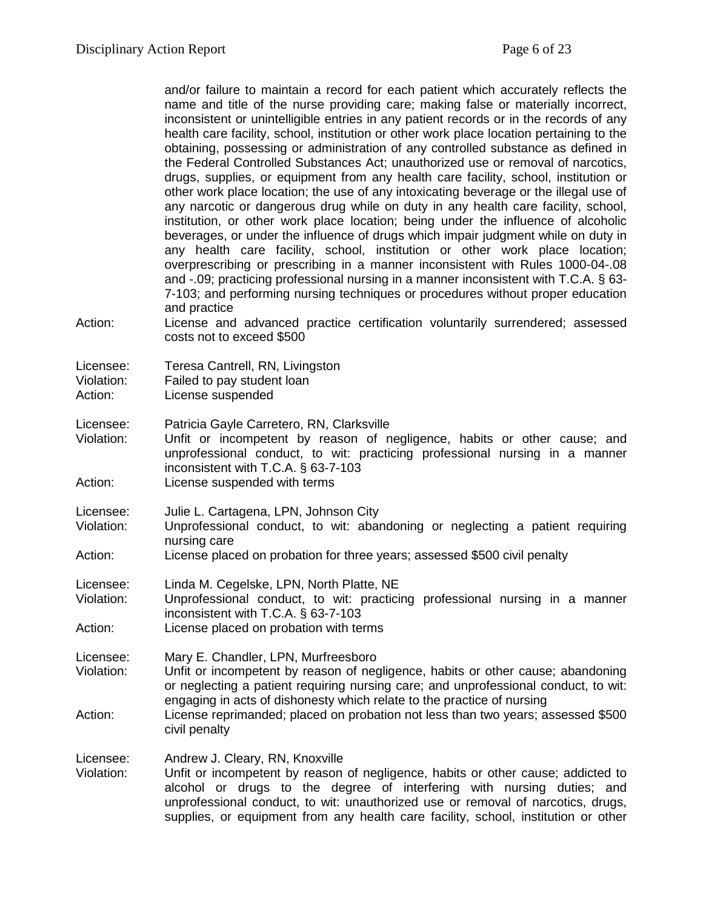and/or failure to maintain a record for each patient which accurately reflects the name and title of the nurse providing care; making false or materially incorrect, inconsistent or unintelligible entries in any patient records or in the records of any health care facility, school, institution or other work place location pertaining to the obtaining, possessing or administration of any controlled substance as defined in the Federal Controlled Substances Act; unauthorized use or removal of narcotics, drugs, supplies, or equipment from any health care facility, school, institution or other work place location; the use of any intoxicating beverage or the illegal use of any narcotic or dangerous drug while on duty in any health care facility, school, institution, or other work place location; being under the influence of alcoholic beverages, or under the influence of drugs which impair judgment while on duty in any health care facility, school, institution or other work place location; overprescribing or prescribing in a manner inconsistent with Rules 1000-04-.08 and -.09; practicing professional nursing in a manner inconsistent with T.C.A. § 63-7-103; and performing nursing techniques or procedures without proper education and practice

Action: License and advanced practice certification voluntarily surrendered; assessed costs not to exceed $500

Licensee: Teresa Cantrell, RN, Livingston
Violation: Failed to pay student loan
Action: License suspended

Licensee: Patricia Gayle Carretero, RN, Clarksville
Violation: Unfit or incompetent by reason of negligence, habits or other cause; and unprofessional conduct, to wit: practicing professional nursing in a manner inconsistent with T.C.A. § 63-7-103
Action: License suspended with terms

Licensee: Julie L. Cartagena, LPN, Johnson City
Violation: Unprofessional conduct, to wit: abandoning or neglecting a patient requiring nursing care
Action: License placed on probation for three years; assessed $500 civil penalty

Licensee: Linda M. Cegelske, LPN, North Platte, NE
Violation: Unprofessional conduct, to wit: practicing professional nursing in a manner inconsistent with T.C.A. § 63-7-103
Action: License placed on probation with terms

Licensee: Mary E. Chandler, LPN, Murfreesboro
Violation: Unfit or incompetent by reason of negligence, habits or other cause; abandoning or neglecting a patient requiring nursing care; and unprofessional conduct, to wit: engaging in acts of dishonesty which relate to the practice of nursing
Action: License reprimanded; placed on probation not less than two years; assessed $500 civil penalty

Licensee: Andrew J. Cleary, RN, Knoxville
Violation: Unfit or incompetent by reason of negligence, habits or other cause; addicted to alcohol or drugs to the degree of interfering with nursing duties; and unprofessional conduct, to wit: unauthorized use or removal of narcotics, drugs, supplies, or equipment from any health care facility, school, institution or other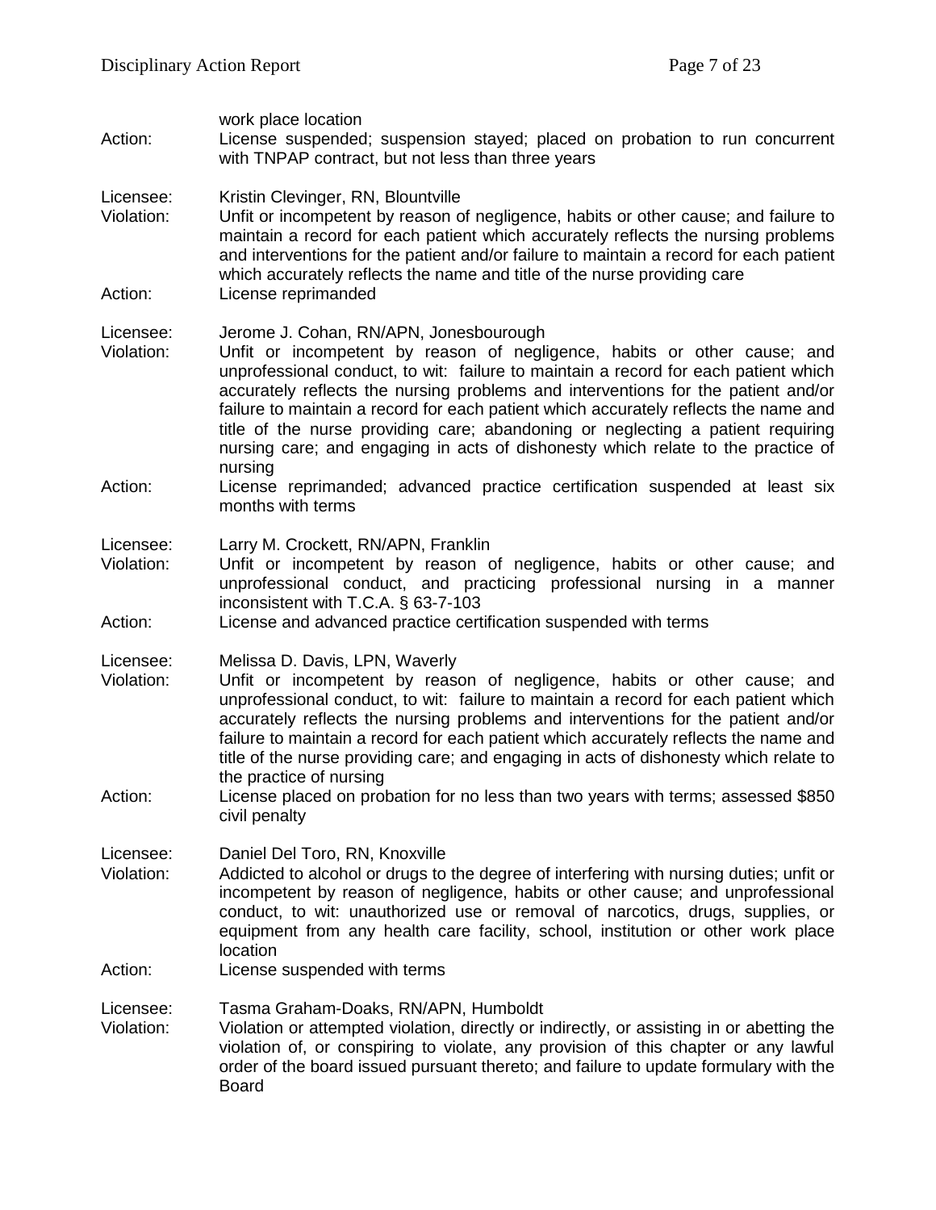work place location
Action: License suspended; suspension stayed; placed on probation to run concurrent with TNPAP contract, but not less than three years

Licensee: Kristin Clevinger, RN, Blountville
Violation: Unfit or incompetent by reason of negligence, habits or other cause; and failure to maintain a record for each patient which accurately reflects the nursing problems and interventions for the patient and/or failure to maintain a record for each patient which accurately reflects the name and title of the nurse providing care
Action: License reprimanded

Licensee: Jerome J. Cohan, RN/APN, Jonesbourough
Violation: Unfit or incompetent by reason of negligence, habits or other cause; and unprofessional conduct, to wit: failure to maintain a record for each patient which accurately reflects the nursing problems and interventions for the patient and/or failure to maintain a record for each patient which accurately reflects the name and title of the nurse providing care; abandoning or neglecting a patient requiring nursing care; and engaging in acts of dishonesty which relate to the practice of nursing
Action: License reprimanded; advanced practice certification suspended at least six months with terms

Licensee: Larry M. Crockett, RN/APN, Franklin
Violation: Unfit or incompetent by reason of negligence, habits or other cause; and unprofessional conduct, and practicing professional nursing in a manner inconsistent with T.C.A. § 63-7-103
Action: License and advanced practice certification suspended with terms

Licensee: Melissa D. Davis, LPN, Waverly
Violation: Unfit or incompetent by reason of negligence, habits or other cause; and unprofessional conduct, to wit: failure to maintain a record for each patient which accurately reflects the nursing problems and interventions for the patient and/or failure to maintain a record for each patient which accurately reflects the name and title of the nurse providing care; and engaging in acts of dishonesty which relate to the practice of nursing
Action: License placed on probation for no less than two years with terms; assessed $850 civil penalty

Licensee: Daniel Del Toro, RN, Knoxville
Violation: Addicted to alcohol or drugs to the degree of interfering with nursing duties; unfit or incompetent by reason of negligence, habits or other cause; and unprofessional conduct, to wit: unauthorized use or removal of narcotics, drugs, supplies, or equipment from any health care facility, school, institution or other work place location
Action: License suspended with terms

Licensee: Tasma Graham-Doaks, RN/APN, Humboldt
Violation: Violation or attempted violation, directly or indirectly, or assisting in or abetting the violation of, or conspiring to violate, any provision of this chapter or any lawful order of the board issued pursuant thereto; and failure to update formulary with the Board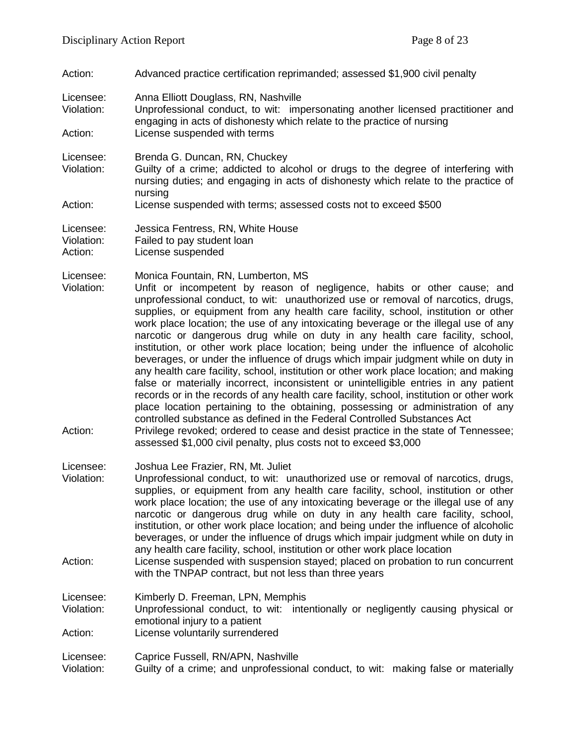Action: Advanced practice certification reprimanded; assessed $1,900 civil penalty

Licensee: Anna Elliott Douglass, RN, Nashville
Violation: Unprofessional conduct, to wit: impersonating another licensed practitioner and engaging in acts of dishonesty which relate to the practice of nursing
Action: License suspended with terms

Licensee: Brenda G. Duncan, RN, Chuckey
Violation: Guilty of a crime; addicted to alcohol or drugs to the degree of interfering with nursing duties; and engaging in acts of dishonesty which relate to the practice of nursing
Action: License suspended with terms; assessed costs not to exceed $500

Licensee: Jessica Fentress, RN, White House
Violation: Failed to pay student loan
Action: License suspended

Licensee: Monica Fountain, RN, Lumberton, MS
Violation: Unfit or incompetent by reason of negligence, habits or other cause; and unprofessional conduct, to wit: unauthorized use or removal of narcotics, drugs, supplies, or equipment from any health care facility, school, institution or other work place location; the use of any intoxicating beverage or the illegal use of any narcotic or dangerous drug while on duty in any health care facility, school, institution, or other work place location; being under the influence of alcoholic beverages, or under the influence of drugs which impair judgment while on duty in any health care facility, school, institution or other work place location; and making false or materially incorrect, inconsistent or unintelligible entries in any patient records or in the records of any health care facility, school, institution or other work place location pertaining to the obtaining, possessing or administration of any controlled substance as defined in the Federal Controlled Substances Act
Action: Privilege revoked; ordered to cease and desist practice in the state of Tennessee; assessed $1,000 civil penalty, plus costs not to exceed $3,000

Licensee: Joshua Lee Frazier, RN, Mt. Juliet
Violation: Unprofessional conduct, to wit: unauthorized use or removal of narcotics, drugs, supplies, or equipment from any health care facility, school, institution or other work place location; the use of any intoxicating beverage or the illegal use of any narcotic or dangerous drug while on duty in any health care facility, school, institution, or other work place location; and being under the influence of alcoholic beverages, or under the influence of drugs which impair judgment while on duty in any health care facility, school, institution or other work place location
Action: License suspended with suspension stayed; placed on probation to run concurrent with the TNPAP contract, but not less than three years

Licensee: Kimberly D. Freeman, LPN, Memphis
Violation: Unprofessional conduct, to wit: intentionally or negligently causing physical or emotional injury to a patient
Action: License voluntarily surrendered

Licensee: Caprice Fussell, RN/APN, Nashville
Violation: Guilty of a crime; and unprofessional conduct, to wit: making false or materially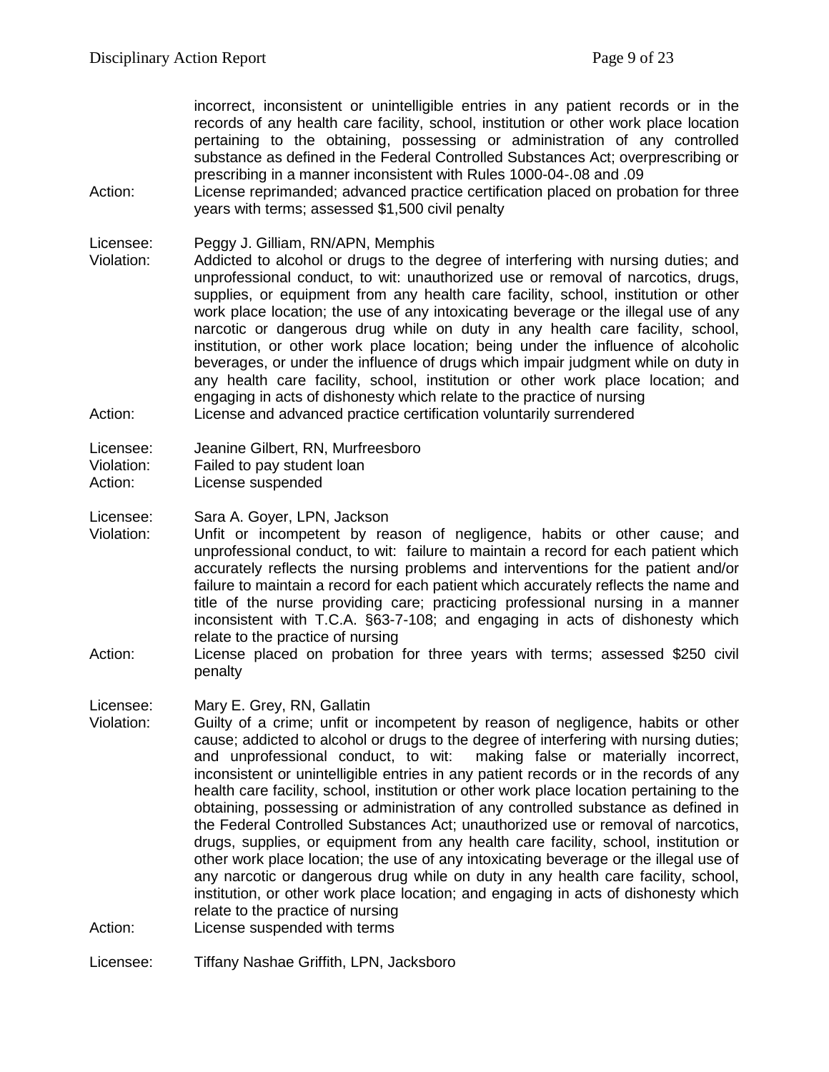incorrect, inconsistent or unintelligible entries in any patient records or in the records of any health care facility, school, institution or other work place location pertaining to the obtaining, possessing or administration of any controlled substance as defined in the Federal Controlled Substances Act; overprescribing or prescribing in a manner inconsistent with Rules 1000-04-.08 and .09

Action: License reprimanded; advanced practice certification placed on probation for three years with terms; assessed $1,500 civil penalty

Licensee: Peggy J. Gilliam, RN/APN, Memphis

Violation: Addicted to alcohol or drugs to the degree of interfering with nursing duties; and unprofessional conduct, to wit: unauthorized use or removal of narcotics, drugs, supplies, or equipment from any health care facility, school, institution or other work place location; the use of any intoxicating beverage or the illegal use of any narcotic or dangerous drug while on duty in any health care facility, school, institution, or other work place location; being under the influence of alcoholic beverages, or under the influence of drugs which impair judgment while on duty in any health care facility, school, institution or other work place location; and engaging in acts of dishonesty which relate to the practice of nursing

Action: License and advanced practice certification voluntarily surrendered

Licensee: Jeanine Gilbert, RN, Murfreesboro

Violation: Failed to pay student loan

Action: License suspended

Licensee: Sara A. Goyer, LPN, Jackson

Violation: Unfit or incompetent by reason of negligence, habits or other cause; and unprofessional conduct, to wit: failure to maintain a record for each patient which accurately reflects the nursing problems and interventions for the patient and/or failure to maintain a record for each patient which accurately reflects the name and title of the nurse providing care; practicing professional nursing in a manner inconsistent with T.C.A. §63-7-108; and engaging in acts of dishonesty which relate to the practice of nursing

Action: License placed on probation for three years with terms; assessed $250 civil penalty

Licensee: Mary E. Grey, RN, Gallatin

Violation: Guilty of a crime; unfit or incompetent by reason of negligence, habits or other cause; addicted to alcohol or drugs to the degree of interfering with nursing duties; and unprofessional conduct, to wit: making false or materially incorrect, inconsistent or unintelligible entries in any patient records or in the records of any health care facility, school, institution or other work place location pertaining to the obtaining, possessing or administration of any controlled substance as defined in the Federal Controlled Substances Act; unauthorized use or removal of narcotics, drugs, supplies, or equipment from any health care facility, school, institution or other work place location; the use of any intoxicating beverage or the illegal use of any narcotic or dangerous drug while on duty in any health care facility, school, institution, or other work place location; and engaging in acts of dishonesty which relate to the practice of nursing

Action: License suspended with terms

Licensee: Tiffany Nashae Griffith, LPN, Jacksboro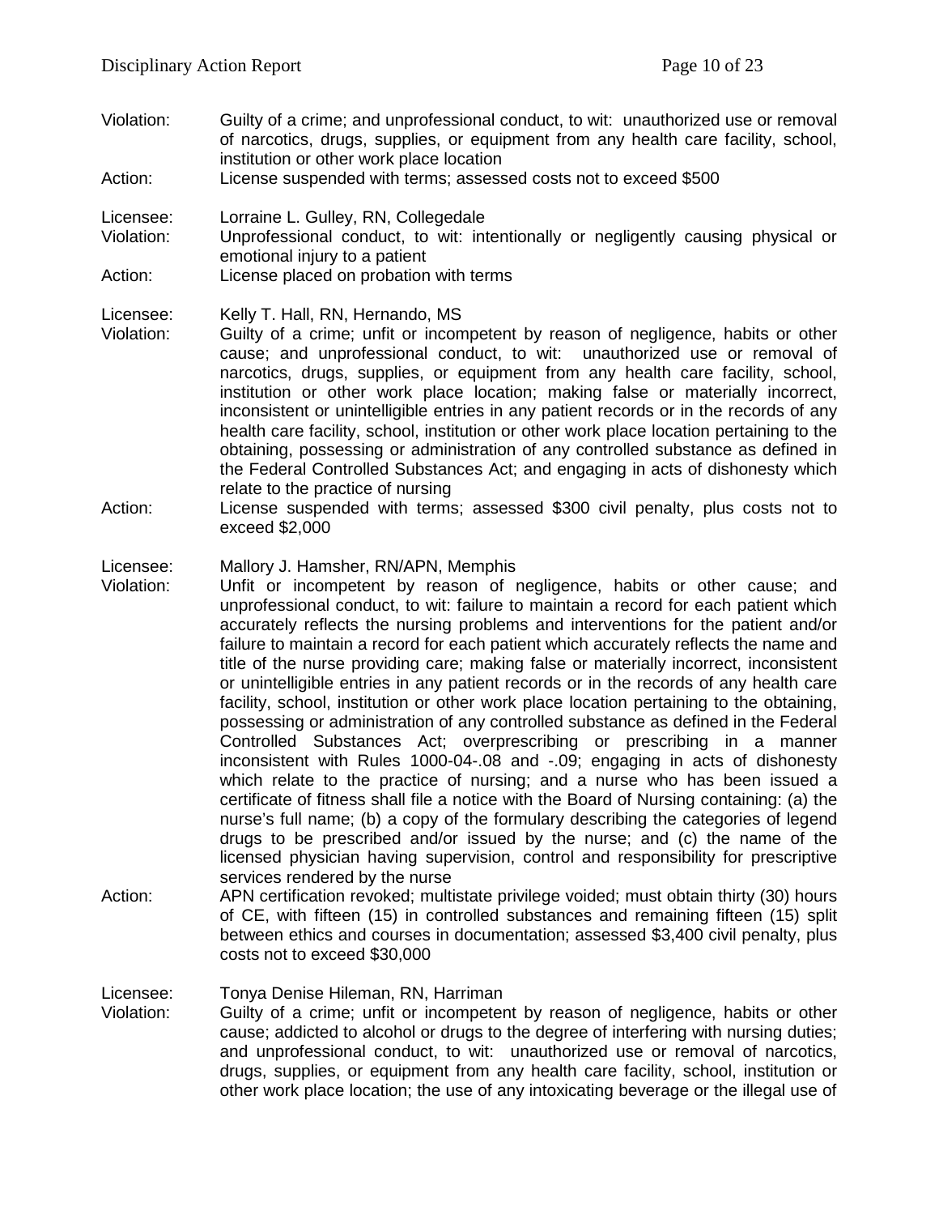Violation: Guilty of a crime; and unprofessional conduct, to wit: unauthorized use or removal of narcotics, drugs, supplies, or equipment from any health care facility, school, institution or other work place location
Action: License suspended with terms; assessed costs not to exceed $500

Licensee: Lorraine L. Gulley, RN, Collegedale
Violation: Unprofessional conduct, to wit: intentionally or negligently causing physical or emotional injury to a patient
Action: License placed on probation with terms

Licensee: Kelly T. Hall, RN, Hernando, MS
Violation: Guilty of a crime; unfit or incompetent by reason of negligence, habits or other cause; and unprofessional conduct, to wit: unauthorized use or removal of narcotics, drugs, supplies, or equipment from any health care facility, school, institution or other work place location; making false or materially incorrect, inconsistent or unintelligible entries in any patient records or in the records of any health care facility, school, institution or other work place location pertaining to the obtaining, possessing or administration of any controlled substance as defined in the Federal Controlled Substances Act; and engaging in acts of dishonesty which relate to the practice of nursing
Action: License suspended with terms; assessed $300 civil penalty, plus costs not to exceed $2,000

Licensee: Mallory J. Hamsher, RN/APN, Memphis
Violation: Unfit or incompetent by reason of negligence, habits or other cause; and unprofessional conduct, to wit: failure to maintain a record for each patient which accurately reflects the nursing problems and interventions for the patient and/or failure to maintain a record for each patient which accurately reflects the name and title of the nurse providing care; making false or materially incorrect, inconsistent or unintelligible entries in any patient records or in the records of any health care facility, school, institution or other work place location pertaining to the obtaining, possessing or administration of any controlled substance as defined in the Federal Controlled Substances Act; overprescribing or prescribing in a manner inconsistent with Rules 1000-04-.08 and -.09; engaging in acts of dishonesty which relate to the practice of nursing; and a nurse who has been issued a certificate of fitness shall file a notice with the Board of Nursing containing: (a) the nurse's full name; (b) a copy of the formulary describing the categories of legend drugs to be prescribed and/or issued by the nurse; and (c) the name of the licensed physician having supervision, control and responsibility for prescriptive services rendered by the nurse
Action: APN certification revoked; multistate privilege voided; must obtain thirty (30) hours of CE, with fifteen (15) in controlled substances and remaining fifteen (15) split between ethics and courses in documentation; assessed $3,400 civil penalty, plus costs not to exceed $30,000

Licensee: Tonya Denise Hileman, RN, Harriman
Violation: Guilty of a crime; unfit or incompetent by reason of negligence, habits or other cause; addicted to alcohol or drugs to the degree of interfering with nursing duties; and unprofessional conduct, to wit: unauthorized use or removal of narcotics, drugs, supplies, or equipment from any health care facility, school, institution or other work place location; the use of any intoxicating beverage or the illegal use of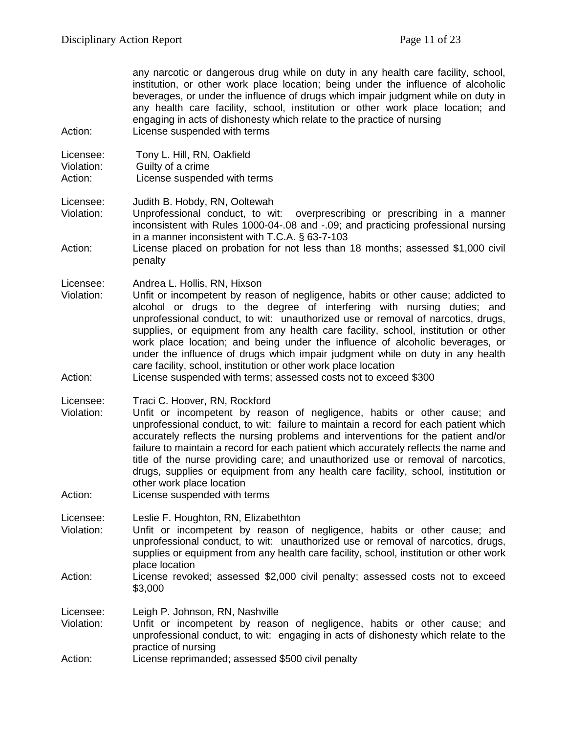any narcotic or dangerous drug while on duty in any health care facility, school, institution, or other work place location; being under the influence of alcoholic beverages, or under the influence of drugs which impair judgment while on duty in any health care facility, school, institution or other work place location; and engaging in acts of dishonesty which relate to the practice of nursing

Action: License suspended with terms

Licensee: Tony L. Hill, RN, Oakfield
Violation: Guilty of a crime
Action: License suspended with terms

Licensee: Judith B. Hobdy, RN, Ooltewah
Violation: Unprofessional conduct, to wit: overprescribing or prescribing in a manner inconsistent with Rules 1000-04-.08 and -.09; and practicing professional nursing in a manner inconsistent with T.C.A. § 63-7-103
Action: License placed on probation for not less than 18 months; assessed $1,000 civil penalty

Licensee: Andrea L. Hollis, RN, Hixson
Violation: Unfit or incompetent by reason of negligence, habits or other cause; addicted to alcohol or drugs to the degree of interfering with nursing duties; and unprofessional conduct, to wit: unauthorized use or removal of narcotics, drugs, supplies, or equipment from any health care facility, school, institution or other work place location; and being under the influence of alcoholic beverages, or under the influence of drugs which impair judgment while on duty in any health care facility, school, institution or other work place location
Action: License suspended with terms; assessed costs not to exceed $300

Licensee: Traci C. Hoover, RN, Rockford
Violation: Unfit or incompetent by reason of negligence, habits or other cause; and unprofessional conduct, to wit: failure to maintain a record for each patient which accurately reflects the nursing problems and interventions for the patient and/or failure to maintain a record for each patient which accurately reflects the name and title of the nurse providing care; and unauthorized use or removal of narcotics, drugs, supplies or equipment from any health care facility, school, institution or other work place location
Action: License suspended with terms

Licensee: Leslie F. Houghton, RN, Elizabethton
Violation: Unfit or incompetent by reason of negligence, habits or other cause; and unprofessional conduct, to wit: unauthorized use or removal of narcotics, drugs, supplies or equipment from any health care facility, school, institution or other work place location
Action: License revoked; assessed $2,000 civil penalty; assessed costs not to exceed $3,000

Licensee: Leigh P. Johnson, RN, Nashville
Violation: Unfit or incompetent by reason of negligence, habits or other cause; and unprofessional conduct, to wit: engaging in acts of dishonesty which relate to the practice of nursing
Action: License reprimanded; assessed $500 civil penalty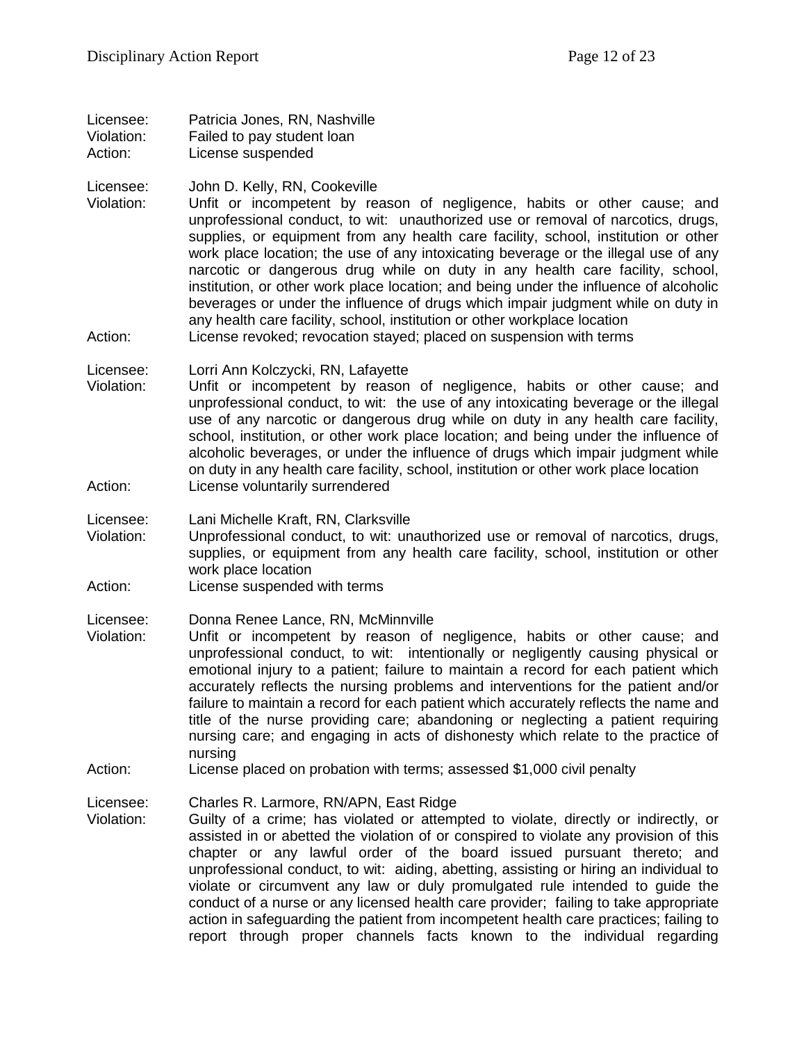Licensee: Patricia Jones, RN, Nashville
Violation: Failed to pay student loan
Action: License suspended

Licensee: John D. Kelly, RN, Cookeville
Violation: Unfit or incompetent by reason of negligence, habits or other cause; and unprofessional conduct, to wit: unauthorized use or removal of narcotics, drugs, supplies, or equipment from any health care facility, school, institution or other work place location; the use of any intoxicating beverage or the illegal use of any narcotic or dangerous drug while on duty in any health care facility, school, institution, or other work place location; and being under the influence of alcoholic beverages or under the influence of drugs which impair judgment while on duty in any health care facility, school, institution or other workplace location
Action: License revoked; revocation stayed; placed on suspension with terms

Licensee: Lorri Ann Kolczycki, RN, Lafayette
Violation: Unfit or incompetent by reason of negligence, habits or other cause; and unprofessional conduct, to wit: the use of any intoxicating beverage or the illegal use of any narcotic or dangerous drug while on duty in any health care facility, school, institution, or other work place location; and being under the influence of alcoholic beverages, or under the influence of drugs which impair judgment while on duty in any health care facility, school, institution or other work place location
Action: License voluntarily surrendered

Licensee: Lani Michelle Kraft, RN, Clarksville
Violation: Unprofessional conduct, to wit: unauthorized use or removal of narcotics, drugs, supplies, or equipment from any health care facility, school, institution or other work place location
Action: License suspended with terms

Licensee: Donna Renee Lance, RN, McMinnville
Violation: Unfit or incompetent by reason of negligence, habits or other cause; and unprofessional conduct, to wit: intentionally or negligently causing physical or emotional injury to a patient; failure to maintain a record for each patient which accurately reflects the nursing problems and interventions for the patient and/or failure to maintain a record for each patient which accurately reflects the name and title of the nurse providing care; abandoning or neglecting a patient requiring nursing care; and engaging in acts of dishonesty which relate to the practice of nursing
Action: License placed on probation with terms; assessed $1,000 civil penalty

Licensee: Charles R. Larmore, RN/APN, East Ridge
Violation: Guilty of a crime; has violated or attempted to violate, directly or indirectly, or assisted in or abetted the violation of or conspired to violate any provision of this chapter or any lawful order of the board issued pursuant thereto; and unprofessional conduct, to wit: aiding, abetting, assisting or hiring an individual to violate or circumvent any law or duly promulgated rule intended to guide the conduct of a nurse or any licensed health care provider; failing to take appropriate action in safeguarding the patient from incompetent health care practices; failing to report through proper channels facts known to the individual regarding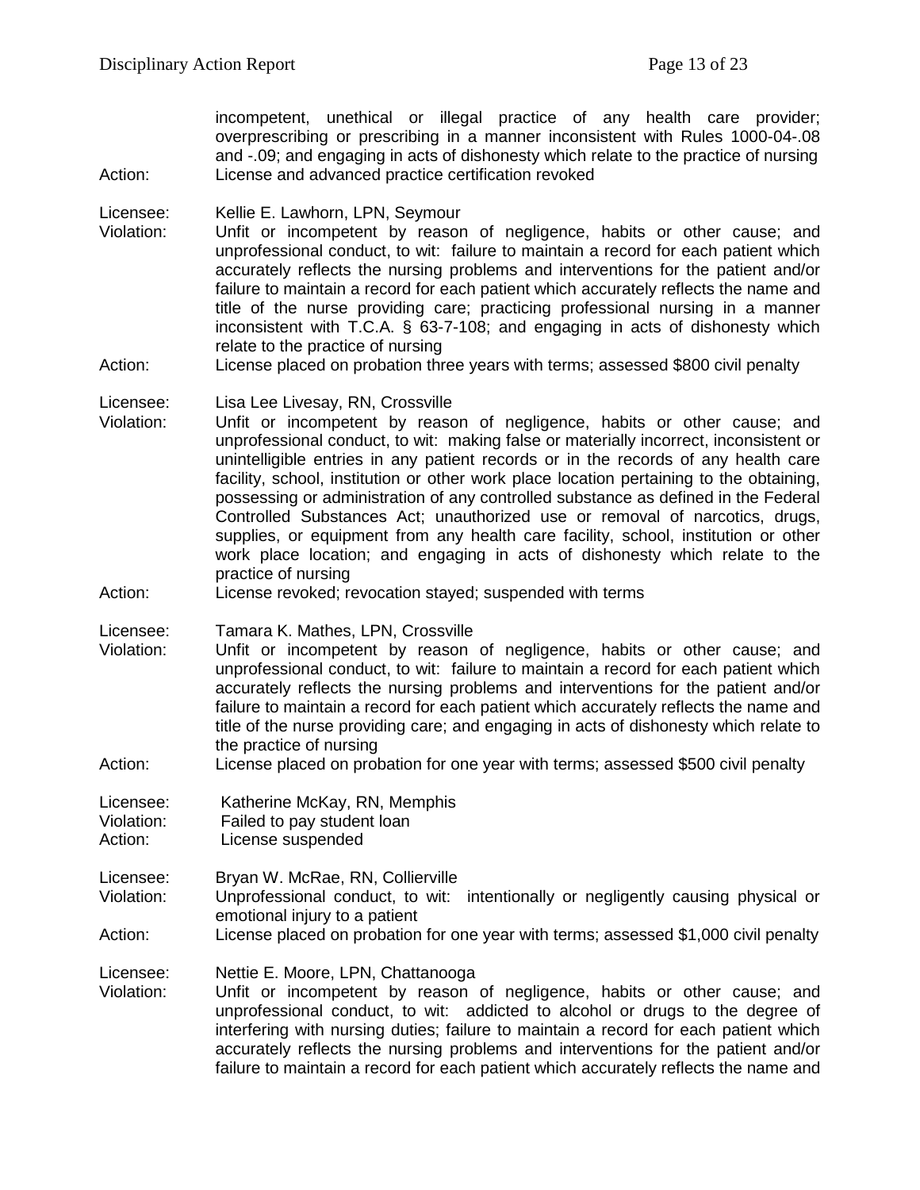incompetent, unethical or illegal practice of any health care provider; overprescribing or prescribing in a manner inconsistent with Rules 1000-04-.08 and -.09; and engaging in acts of dishonesty which relate to the practice of nursing

Action: License and advanced practice certification revoked

Licensee: Kellie E. Lawhorn, LPN, Seymour

Violation: Unfit or incompetent by reason of negligence, habits or other cause; and unprofessional conduct, to wit: failure to maintain a record for each patient which accurately reflects the nursing problems and interventions for the patient and/or failure to maintain a record for each patient which accurately reflects the name and title of the nurse providing care; practicing professional nursing in a manner inconsistent with T.C.A. § 63-7-108; and engaging in acts of dishonesty which relate to the practice of nursing

Action: License placed on probation three years with terms; assessed $800 civil penalty

Licensee: Lisa Lee Livesay, RN, Crossville

Violation: Unfit or incompetent by reason of negligence, habits or other cause; and unprofessional conduct, to wit: making false or materially incorrect, inconsistent or unintelligible entries in any patient records or in the records of any health care facility, school, institution or other work place location pertaining to the obtaining, possessing or administration of any controlled substance as defined in the Federal Controlled Substances Act; unauthorized use or removal of narcotics, drugs, supplies, or equipment from any health care facility, school, institution or other work place location; and engaging in acts of dishonesty which relate to the practice of nursing

Action: License revoked; revocation stayed; suspended with terms

Licensee: Tamara K. Mathes, LPN, Crossville

Violation: Unfit or incompetent by reason of negligence, habits or other cause; and unprofessional conduct, to wit: failure to maintain a record for each patient which accurately reflects the nursing problems and interventions for the patient and/or failure to maintain a record for each patient which accurately reflects the name and title of the nurse providing care; and engaging in acts of dishonesty which relate to the practice of nursing

Action: License placed on probation for one year with terms; assessed $500 civil penalty

Licensee: Katherine McKay, RN, Memphis

Violation: Failed to pay student loan

Action: License suspended

Licensee: Bryan W. McRae, RN, Collierville

Violation: Unprofessional conduct, to wit: intentionally or negligently causing physical or emotional injury to a patient

Action: License placed on probation for one year with terms; assessed $1,000 civil penalty

Licensee: Nettie E. Moore, LPN, Chattanooga

Violation: Unfit or incompetent by reason of negligence, habits or other cause; and unprofessional conduct, to wit: addicted to alcohol or drugs to the degree of interfering with nursing duties; failure to maintain a record for each patient which accurately reflects the nursing problems and interventions for the patient and/or failure to maintain a record for each patient which accurately reflects the name and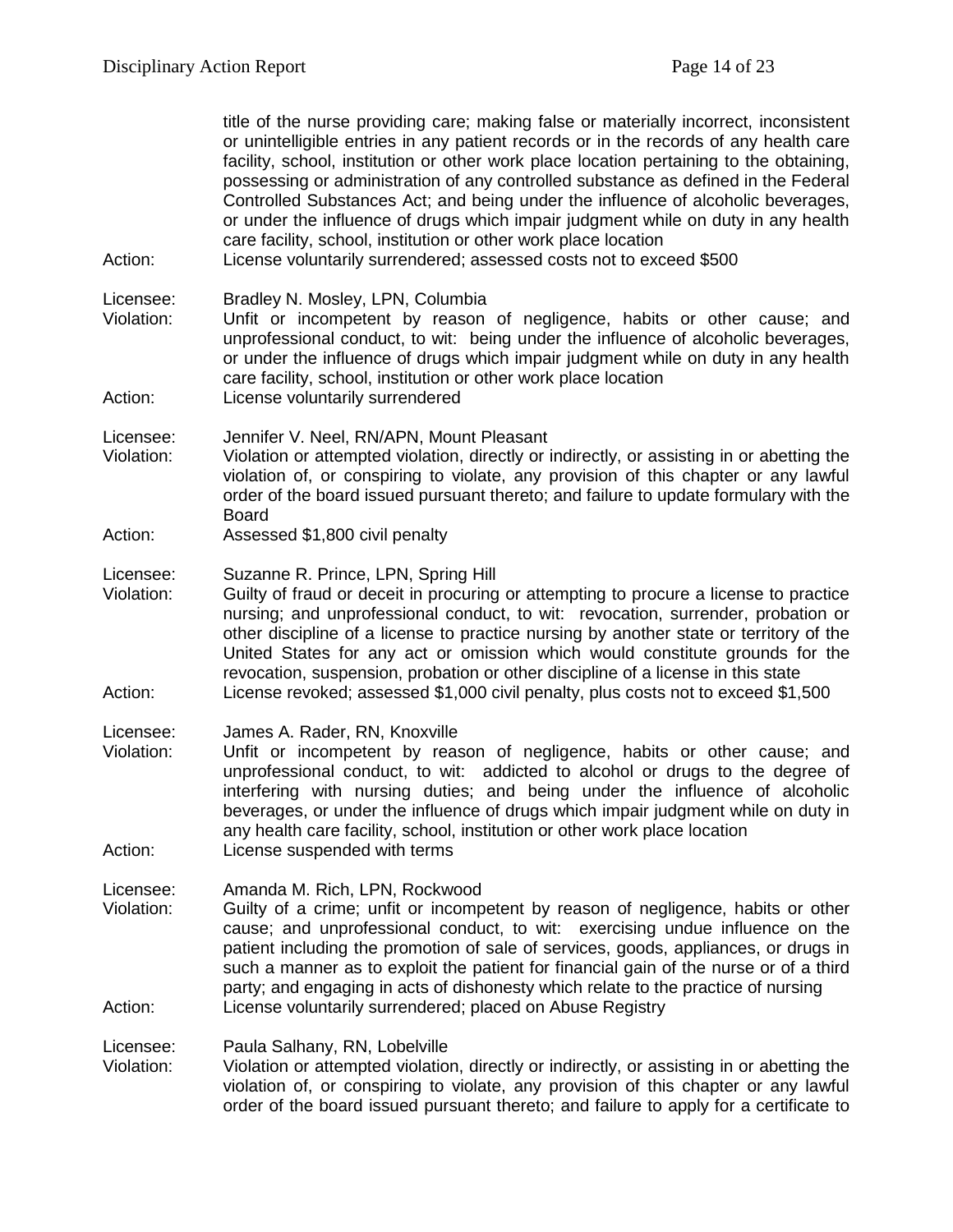title of the nurse providing care; making false or materially incorrect, inconsistent or unintelligible entries in any patient records or in the records of any health care facility, school, institution or other work place location pertaining to the obtaining, possessing or administration of any controlled substance as defined in the Federal Controlled Substances Act; and being under the influence of alcoholic beverages, or under the influence of drugs which impair judgment while on duty in any health care facility, school, institution or other work place location

Action: License voluntarily surrendered; assessed costs not to exceed $500

Licensee: Bradley N. Mosley, LPN, Columbia

Violation: Unfit or incompetent by reason of negligence, habits or other cause; and unprofessional conduct, to wit: being under the influence of alcoholic beverages, or under the influence of drugs which impair judgment while on duty in any health care facility, school, institution or other work place location

Action: License voluntarily surrendered

Licensee: Jennifer V. Neel, RN/APN, Mount Pleasant

Violation: Violation or attempted violation, directly or indirectly, or assisting in or abetting the violation of, or conspiring to violate, any provision of this chapter or any lawful order of the board issued pursuant thereto; and failure to update formulary with the Board

Action: Assessed $1,800 civil penalty

Licensee: Suzanne R. Prince, LPN, Spring Hill

Violation: Guilty of fraud or deceit in procuring or attempting to procure a license to practice nursing; and unprofessional conduct, to wit: revocation, surrender, probation or other discipline of a license to practice nursing by another state or territory of the United States for any act or omission which would constitute grounds for the revocation, suspension, probation or other discipline of a license in this state

Action: License revoked; assessed $1,000 civil penalty, plus costs not to exceed $1,500

Licensee: James A. Rader, RN, Knoxville

Violation: Unfit or incompetent by reason of negligence, habits or other cause; and unprofessional conduct, to wit: addicted to alcohol or drugs to the degree of interfering with nursing duties; and being under the influence of alcoholic beverages, or under the influence of drugs which impair judgment while on duty in any health care facility, school, institution or other work place location

Action: License suspended with terms

Licensee: Amanda M. Rich, LPN, Rockwood

Violation: Guilty of a crime; unfit or incompetent by reason of negligence, habits or other cause; and unprofessional conduct, to wit: exercising undue influence on the patient including the promotion of sale of services, goods, appliances, or drugs in such a manner as to exploit the patient for financial gain of the nurse or of a third party; and engaging in acts of dishonesty which relate to the practice of nursing

Action: License voluntarily surrendered; placed on Abuse Registry

Licensee: Paula Salhany, RN, Lobelville

Violation: Violation or attempted violation, directly or indirectly, or assisting in or abetting the violation of, or conspiring to violate, any provision of this chapter or any lawful order of the board issued pursuant thereto; and failure to apply for a certificate to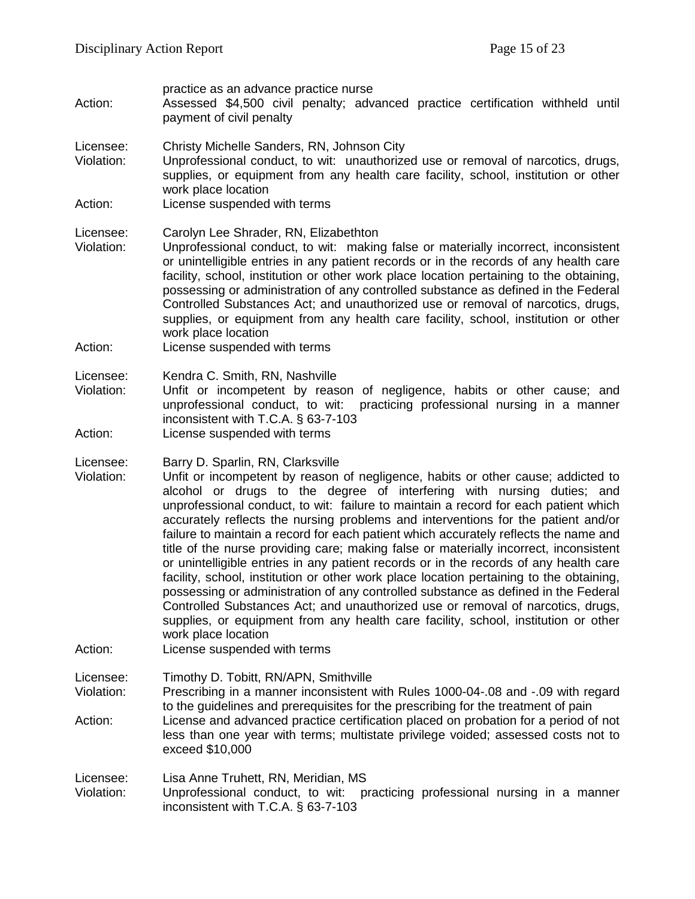practice as an advance practice nurse

Action: Assessed $4,500 civil penalty; advanced practice certification withheld until payment of civil penalty

Licensee: Christy Michelle Sanders, RN, Johnson City
Violation: Unprofessional conduct, to wit: unauthorized use or removal of narcotics, drugs, supplies, or equipment from any health care facility, school, institution or other work place location
Action: License suspended with terms

Licensee: Carolyn Lee Shrader, RN, Elizabethton
Violation: Unprofessional conduct, to wit: making false or materially incorrect, inconsistent or unintelligible entries in any patient records or in the records of any health care facility, school, institution or other work place location pertaining to the obtaining, possessing or administration of any controlled substance as defined in the Federal Controlled Substances Act; and unauthorized use or removal of narcotics, drugs, supplies, or equipment from any health care facility, school, institution or other work place location
Action: License suspended with terms

Licensee: Kendra C. Smith, RN, Nashville
Violation: Unfit or incompetent by reason of negligence, habits or other cause; and unprofessional conduct, to wit: practicing professional nursing in a manner inconsistent with T.C.A. § 63-7-103
Action: License suspended with terms

Licensee: Barry D. Sparlin, RN, Clarksville
Violation: Unfit or incompetent by reason of negligence, habits or other cause; addicted to alcohol or drugs to the degree of interfering with nursing duties; and unprofessional conduct, to wit: failure to maintain a record for each patient which accurately reflects the nursing problems and interventions for the patient and/or failure to maintain a record for each patient which accurately reflects the name and title of the nurse providing care; making false or materially incorrect, inconsistent or unintelligible entries in any patient records or in the records of any health care facility, school, institution or other work place location pertaining to the obtaining, possessing or administration of any controlled substance as defined in the Federal Controlled Substances Act; and unauthorized use or removal of narcotics, drugs, supplies, or equipment from any health care facility, school, institution or other work place location
Action: License suspended with terms

Licensee: Timothy D. Tobitt, RN/APN, Smithville
Violation: Prescribing in a manner inconsistent with Rules 1000-04-.08 and -.09 with regard to the guidelines and prerequisites for the prescribing for the treatment of pain
Action: License and advanced practice certification placed on probation for a period of not less than one year with terms; multistate privilege voided; assessed costs not to exceed $10,000

Licensee: Lisa Anne Truhett, RN, Meridian, MS
Violation: Unprofessional conduct, to wit: practicing professional nursing in a manner inconsistent with T.C.A. § 63-7-103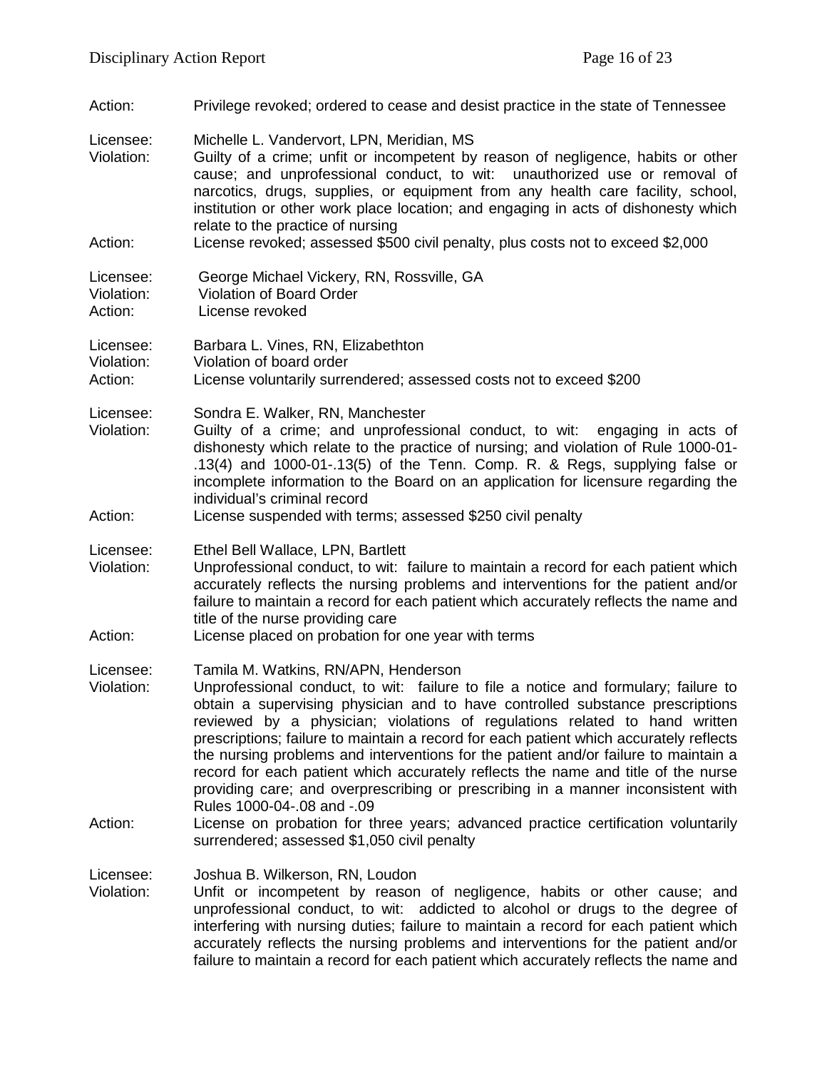Action: Privilege revoked; ordered to cease and desist practice in the state of Tennessee

Licensee: Michelle L. Vandervort, LPN, Meridian, MS
Violation: Guilty of a crime; unfit or incompetent by reason of negligence, habits or other cause; and unprofessional conduct, to wit: unauthorized use or removal of narcotics, drugs, supplies, or equipment from any health care facility, school, institution or other work place location; and engaging in acts of dishonesty which relate to the practice of nursing
Action: License revoked; assessed $500 civil penalty, plus costs not to exceed $2,000

Licensee: George Michael Vickery, RN, Rossville, GA
Violation: Violation of Board Order
Action: License revoked

Licensee: Barbara L. Vines, RN, Elizabethton
Violation: Violation of board order
Action: License voluntarily surrendered; assessed costs not to exceed $200

Licensee: Sondra E. Walker, RN, Manchester
Violation: Guilty of a crime; and unprofessional conduct, to wit: engaging in acts of dishonesty which relate to the practice of nursing; and violation of Rule 1000-01-.13(4) and 1000-01-.13(5) of the Tenn. Comp. R. & Regs, supplying false or incomplete information to the Board on an application for licensure regarding the individual's criminal record
Action: License suspended with terms; assessed $250 civil penalty

Licensee: Ethel Bell Wallace, LPN, Bartlett
Violation: Unprofessional conduct, to wit: failure to maintain a record for each patient which accurately reflects the nursing problems and interventions for the patient and/or failure to maintain a record for each patient which accurately reflects the name and title of the nurse providing care
Action: License placed on probation for one year with terms

Licensee: Tamila M. Watkins, RN/APN, Henderson
Violation: Unprofessional conduct, to wit: failure to file a notice and formulary; failure to obtain a supervising physician and to have controlled substance prescriptions reviewed by a physician; violations of regulations related to hand written prescriptions; failure to maintain a record for each patient which accurately reflects the nursing problems and interventions for the patient and/or failure to maintain a record for each patient which accurately reflects the name and title of the nurse providing care; and overprescribing or prescribing in a manner inconsistent with Rules 1000-04-.08 and -.09
Action: License on probation for three years; advanced practice certification voluntarily surrendered; assessed $1,050 civil penalty

Licensee: Joshua B. Wilkerson, RN, Loudon
Violation: Unfit or incompetent by reason of negligence, habits or other cause; and unprofessional conduct, to wit: addicted to alcohol or drugs to the degree of interfering with nursing duties; failure to maintain a record for each patient which accurately reflects the nursing problems and interventions for the patient and/or failure to maintain a record for each patient which accurately reflects the name and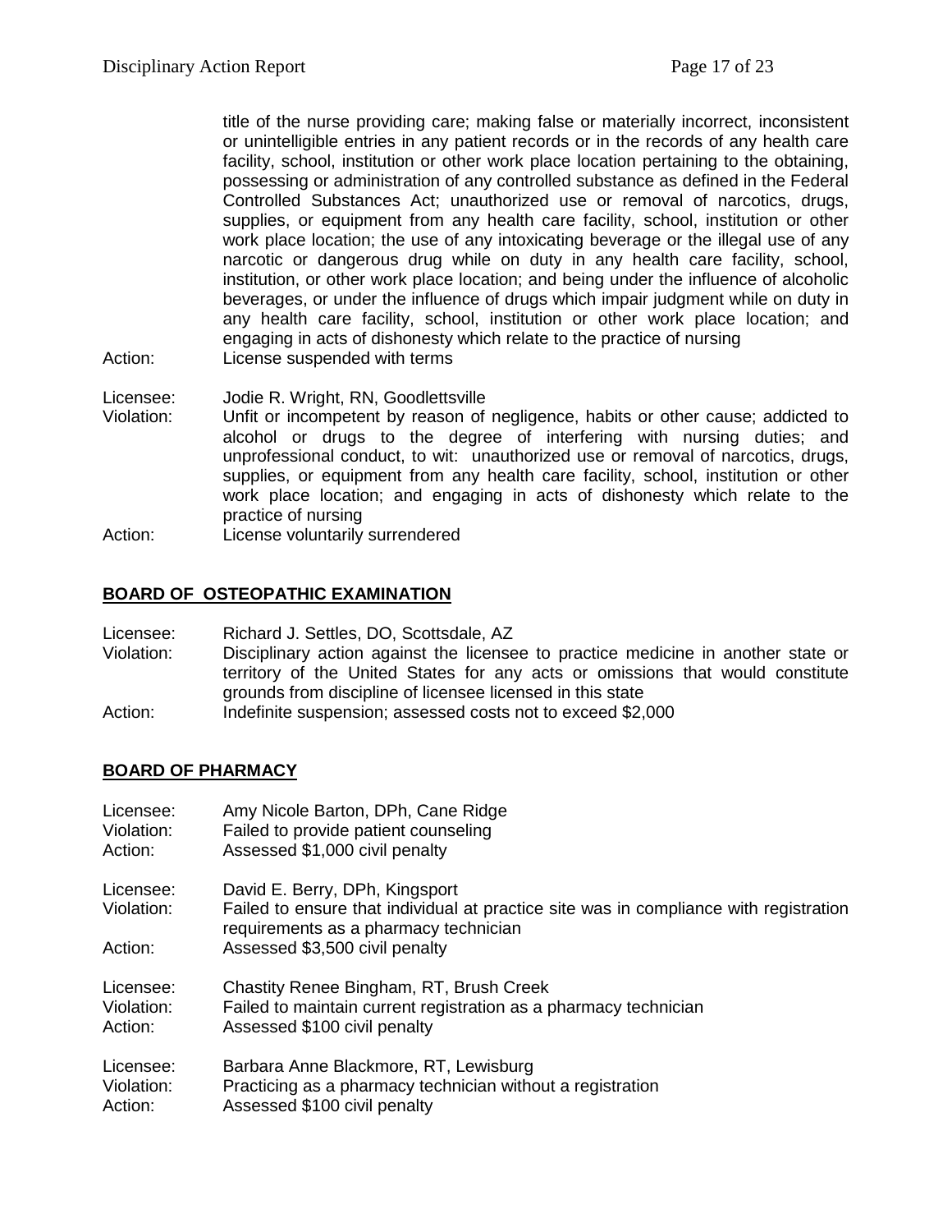title of the nurse providing care; making false or materially incorrect, inconsistent or unintelligible entries in any patient records or in the records of any health care facility, school, institution or other work place location pertaining to the obtaining, possessing or administration of any controlled substance as defined in the Federal Controlled Substances Act; unauthorized use or removal of narcotics, drugs, supplies, or equipment from any health care facility, school, institution or other work place location; the use of any intoxicating beverage or the illegal use of any narcotic or dangerous drug while on duty in any health care facility, school, institution, or other work place location; and being under the influence of alcoholic beverages, or under the influence of drugs which impair judgment while on duty in any health care facility, school, institution or other work place location; and engaging in acts of dishonesty which relate to the practice of nursing

Action: License suspended with terms

Licensee: Jodie R. Wright, RN, Goodlettsville

Violation: Unfit or incompetent by reason of negligence, habits or other cause; addicted to alcohol or drugs to the degree of interfering with nursing duties; and unprofessional conduct, to wit: unauthorized use or removal of narcotics, drugs, supplies, or equipment from any health care facility, school, institution or other work place location; and engaging in acts of dishonesty which relate to the practice of nursing

Action: License voluntarily surrendered

## BOARD OF OSTEOPATHIC EXAMINATION

Licensee: Richard J. Settles, DO, Scottsdale, AZ

Violation: Disciplinary action against the licensee to practice medicine in another state or territory of the United States for any acts or omissions that would constitute grounds from discipline of licensee licensed in this state

Action: Indefinite suspension; assessed costs not to exceed $2,000

## BOARD OF PHARMACY

Licensee: Amy Nicole Barton, DPh, Cane Ridge

Violation: Failed to provide patient counseling

Action: Assessed $1,000 civil penalty

Licensee: David E. Berry, DPh, Kingsport

Violation: Failed to ensure that individual at practice site was in compliance with registration requirements as a pharmacy technician

Action: Assessed $3,500 civil penalty

Licensee: Chastity Renee Bingham, RT, Brush Creek

Violation: Failed to maintain current registration as a pharmacy technician

Action: Assessed $100 civil penalty

Licensee: Barbara Anne Blackmore, RT, Lewisburg

Violation: Practicing as a pharmacy technician without a registration

Action: Assessed $100 civil penalty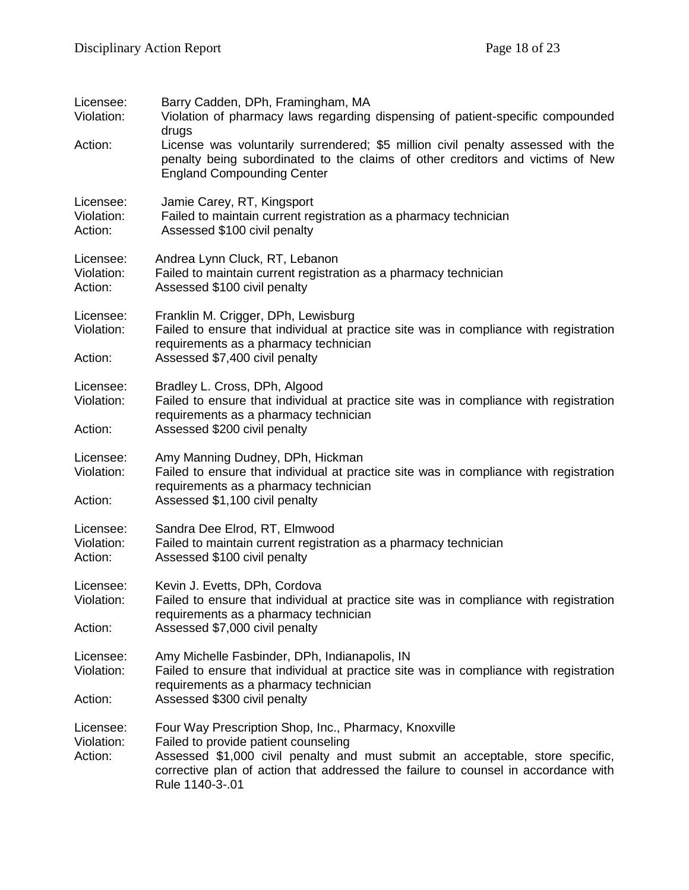Licensee: Barry Cadden, DPh, Framingham, MA
Violation: Violation of pharmacy laws regarding dispensing of patient-specific compounded drugs
Action: License was voluntarily surrendered; $5 million civil penalty assessed with the penalty being subordinated to the claims of other creditors and victims of New England Compounding Center

Licensee: Jamie Carey, RT, Kingsport
Violation: Failed to maintain current registration as a pharmacy technician
Action: Assessed $100 civil penalty

Licensee: Andrea Lynn Cluck, RT, Lebanon
Violation: Failed to maintain current registration as a pharmacy technician
Action: Assessed $100 civil penalty

Licensee: Franklin M. Crigger, DPh, Lewisburg
Violation: Failed to ensure that individual at practice site was in compliance with registration requirements as a pharmacy technician
Action: Assessed $7,400 civil penalty

Licensee: Bradley L. Cross, DPh, Algood
Violation: Failed to ensure that individual at practice site was in compliance with registration requirements as a pharmacy technician
Action: Assessed $200 civil penalty

Licensee: Amy Manning Dudney, DPh, Hickman
Violation: Failed to ensure that individual at practice site was in compliance with registration requirements as a pharmacy technician
Action: Assessed $1,100 civil penalty

Licensee: Sandra Dee Elrod, RT, Elmwood
Violation: Failed to maintain current registration as a pharmacy technician
Action: Assessed $100 civil penalty

Licensee: Kevin J. Evetts, DPh, Cordova
Violation: Failed to ensure that individual at practice site was in compliance with registration requirements as a pharmacy technician
Action: Assessed $7,000 civil penalty

Licensee: Amy Michelle Fasbinder, DPh, Indianapolis, IN
Violation: Failed to ensure that individual at practice site was in compliance with registration requirements as a pharmacy technician
Action: Assessed $300 civil penalty

Licensee: Four Way Prescription Shop, Inc., Pharmacy, Knoxville
Violation: Failed to provide patient counseling
Action: Assessed $1,000 civil penalty and must submit an acceptable, store specific, corrective plan of action that addressed the failure to counsel in accordance with Rule 1140-3-.01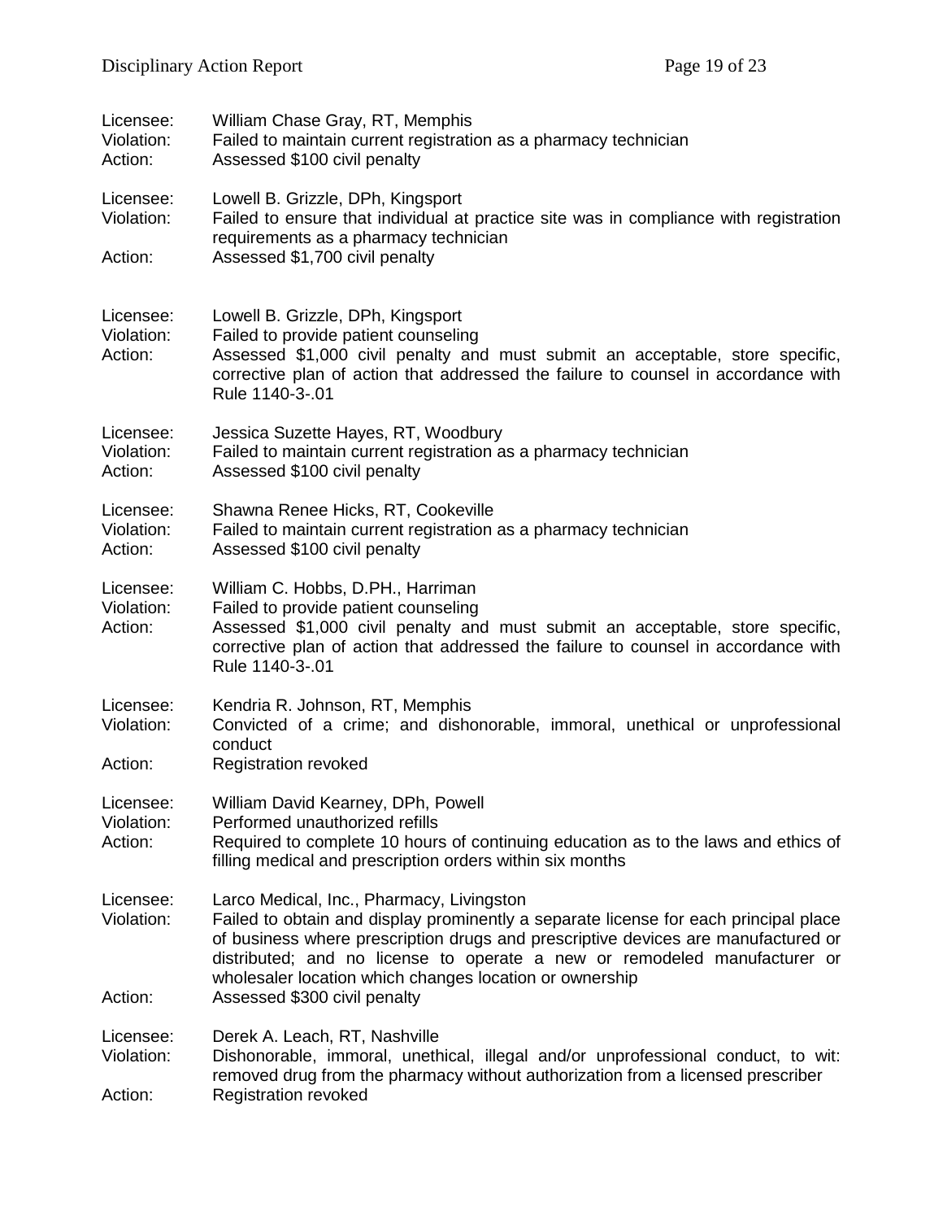Licensee: William Chase Gray, RT, Memphis
Violation: Failed to maintain current registration as a pharmacy technician
Action: Assessed $100 civil penalty

Licensee: Lowell B. Grizzle, DPh, Kingsport
Violation: Failed to ensure that individual at practice site was in compliance with registration requirements as a pharmacy technician
Action: Assessed $1,700 civil penalty

Licensee: Lowell B. Grizzle, DPh, Kingsport
Violation: Failed to provide patient counseling
Action: Assessed $1,000 civil penalty and must submit an acceptable, store specific, corrective plan of action that addressed the failure to counsel in accordance with Rule 1140-3-.01

Licensee: Jessica Suzette Hayes, RT, Woodbury
Violation: Failed to maintain current registration as a pharmacy technician
Action: Assessed $100 civil penalty

Licensee: Shawna Renee Hicks, RT, Cookeville
Violation: Failed to maintain current registration as a pharmacy technician
Action: Assessed $100 civil penalty

Licensee: William C. Hobbs, D.PH., Harriman
Violation: Failed to provide patient counseling
Action: Assessed $1,000 civil penalty and must submit an acceptable, store specific, corrective plan of action that addressed the failure to counsel in accordance with Rule 1140-3-.01

Licensee: Kendria R. Johnson, RT, Memphis
Violation: Convicted of a crime; and dishonorable, immoral, unethical or unprofessional conduct
Action: Registration revoked

Licensee: William David Kearney, DPh, Powell
Violation: Performed unauthorized refills
Action: Required to complete 10 hours of continuing education as to the laws and ethics of filling medical and prescription orders within six months

Licensee: Larco Medical, Inc., Pharmacy, Livingston
Violation: Failed to obtain and display prominently a separate license for each principal place of business where prescription drugs and prescriptive devices are manufactured or distributed; and no license to operate a new or remodeled manufacturer or wholesaler location which changes location or ownership
Action: Assessed $300 civil penalty

Licensee: Derek A. Leach, RT, Nashville
Violation: Dishonorable, immoral, unethical, illegal and/or unprofessional conduct, to wit: removed drug from the pharmacy without authorization from a licensed prescriber
Action: Registration revoked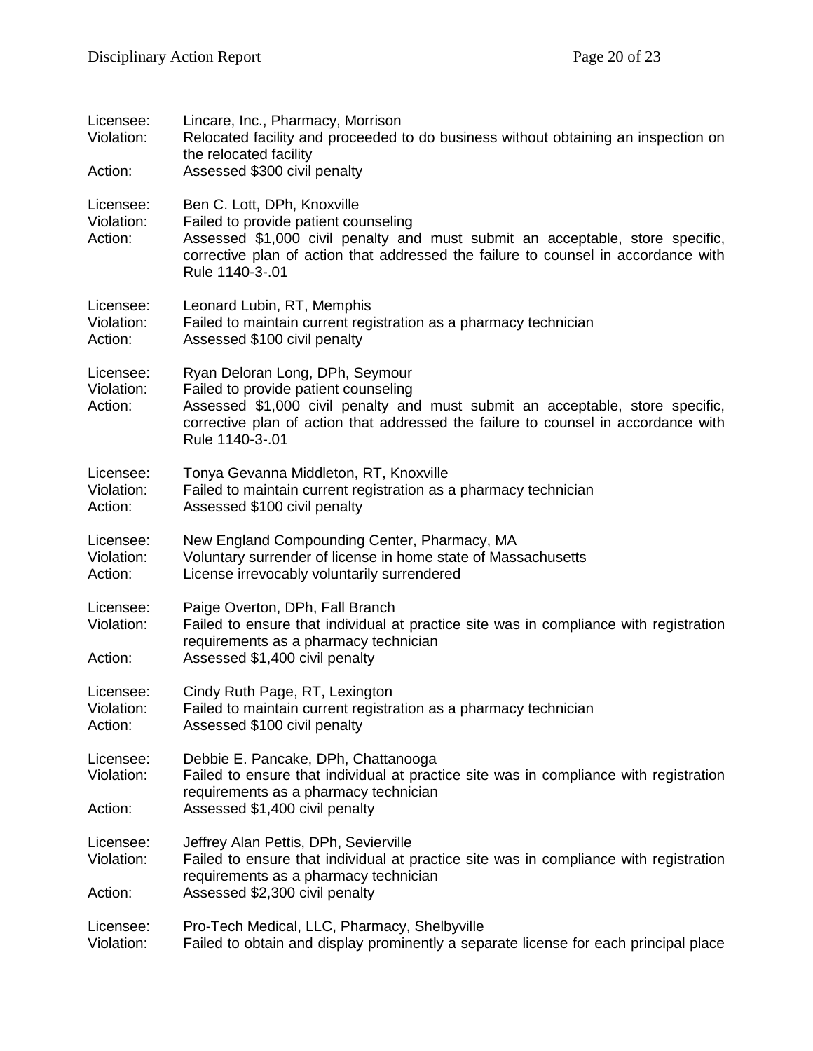Licensee: Lincare, Inc., Pharmacy, Morrison
Violation: Relocated facility and proceeded to do business without obtaining an inspection on the relocated facility
Action: Assessed $300 civil penalty

Licensee: Ben C. Lott, DPh, Knoxville
Violation: Failed to provide patient counseling
Action: Assessed $1,000 civil penalty and must submit an acceptable, store specific, corrective plan of action that addressed the failure to counsel in accordance with Rule 1140-3-.01

Licensee: Leonard Lubin, RT, Memphis
Violation: Failed to maintain current registration as a pharmacy technician
Action: Assessed $100 civil penalty

Licensee: Ryan Deloran Long, DPh, Seymour
Violation: Failed to provide patient counseling
Action: Assessed $1,000 civil penalty and must submit an acceptable, store specific, corrective plan of action that addressed the failure to counsel in accordance with Rule 1140-3-.01

Licensee: Tonya Gevanna Middleton, RT, Knoxville
Violation: Failed to maintain current registration as a pharmacy technician
Action: Assessed $100 civil penalty

Licensee: New England Compounding Center, Pharmacy, MA
Violation: Voluntary surrender of license in home state of Massachusetts
Action: License irrevocably voluntarily surrendered

Licensee: Paige Overton, DPh, Fall Branch
Violation: Failed to ensure that individual at practice site was in compliance with registration requirements as a pharmacy technician
Action: Assessed $1,400 civil penalty

Licensee: Cindy Ruth Page, RT, Lexington
Violation: Failed to maintain current registration as a pharmacy technician
Action: Assessed $100 civil penalty

Licensee: Debbie E. Pancake, DPh, Chattanooga
Violation: Failed to ensure that individual at practice site was in compliance with registration requirements as a pharmacy technician
Action: Assessed $1,400 civil penalty

Licensee: Jeffrey Alan Pettis, DPh, Sevierville
Violation: Failed to ensure that individual at practice site was in compliance with registration requirements as a pharmacy technician
Action: Assessed $2,300 civil penalty

Licensee: Pro-Tech Medical, LLC, Pharmacy, Shelbyville
Violation: Failed to obtain and display prominently a separate license for each principal place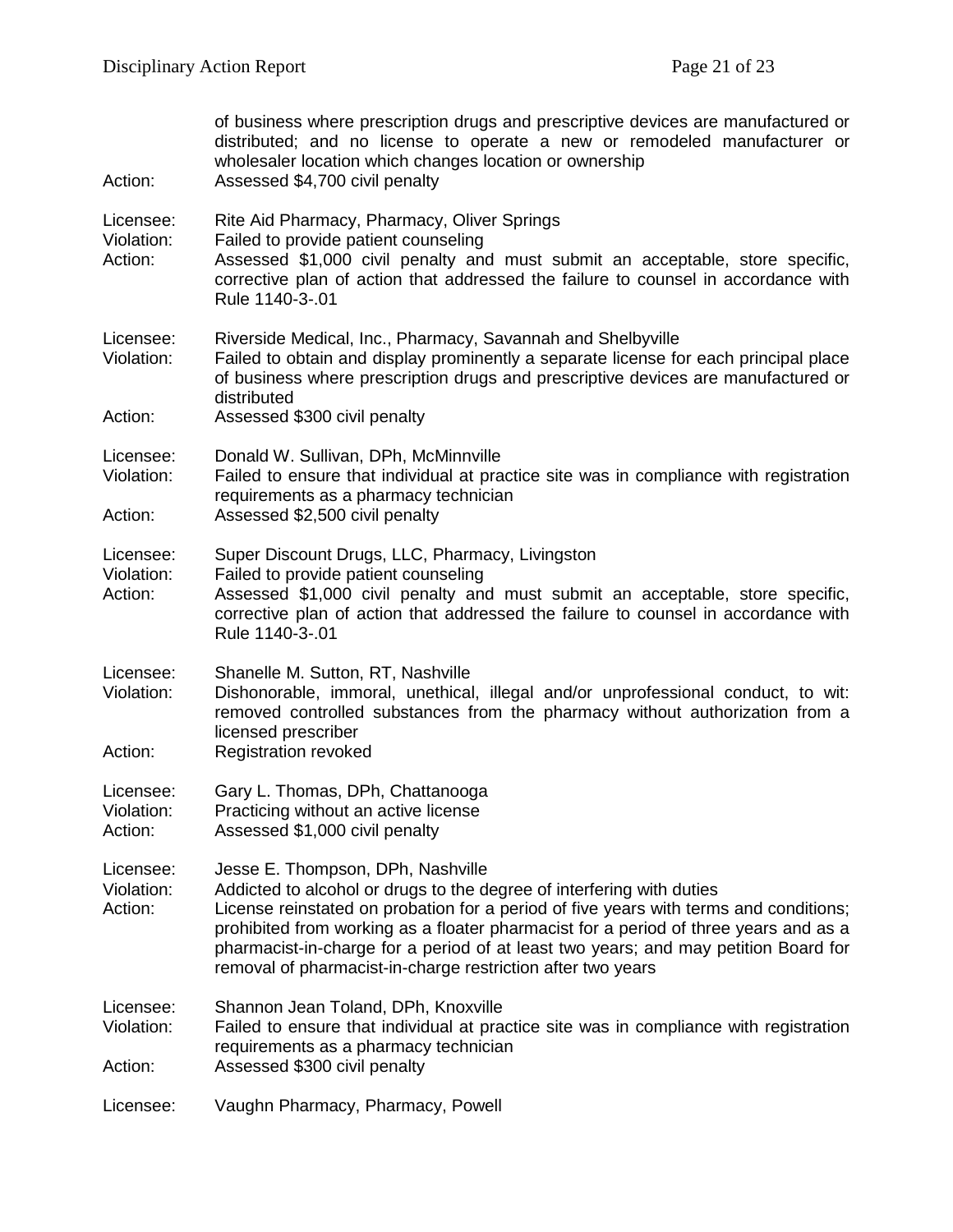of business where prescription drugs and prescriptive devices are manufactured or distributed; and no license to operate a new or remodeled manufacturer or wholesaler location which changes location or ownership

Action: Assessed $4,700 civil penalty

Licensee: Rite Aid Pharmacy, Pharmacy, Oliver Springs
Violation: Failed to provide patient counseling
Action: Assessed $1,000 civil penalty and must submit an acceptable, store specific, corrective plan of action that addressed the failure to counsel in accordance with Rule 1140-3-.01

Licensee: Riverside Medical, Inc., Pharmacy, Savannah and Shelbyville
Violation: Failed to obtain and display prominently a separate license for each principal place of business where prescription drugs and prescriptive devices are manufactured or distributed
Action: Assessed $300 civil penalty

Licensee: Donald W. Sullivan, DPh, McMinnville
Violation: Failed to ensure that individual at practice site was in compliance with registration requirements as a pharmacy technician
Action: Assessed $2,500 civil penalty

Licensee: Super Discount Drugs, LLC, Pharmacy, Livingston
Violation: Failed to provide patient counseling
Action: Assessed $1,000 civil penalty and must submit an acceptable, store specific, corrective plan of action that addressed the failure to counsel in accordance with Rule 1140-3-.01

Licensee: Shanelle M. Sutton, RT, Nashville
Violation: Dishonorable, immoral, unethical, illegal and/or unprofessional conduct, to wit: removed controlled substances from the pharmacy without authorization from a licensed prescriber
Action: Registration revoked

Licensee: Gary L. Thomas, DPh, Chattanooga
Violation: Practicing without an active license
Action: Assessed $1,000 civil penalty

Licensee: Jesse E. Thompson, DPh, Nashville
Violation: Addicted to alcohol or drugs to the degree of interfering with duties
Action: License reinstated on probation for a period of five years with terms and conditions; prohibited from working as a floater pharmacist for a period of three years and as a pharmacist-in-charge for a period of at least two years; and may petition Board for removal of pharmacist-in-charge restriction after two years

Licensee: Shannon Jean Toland, DPh, Knoxville
Violation: Failed to ensure that individual at practice site was in compliance with registration requirements as a pharmacy technician
Action: Assessed $300 civil penalty

Licensee: Vaughn Pharmacy, Pharmacy, Powell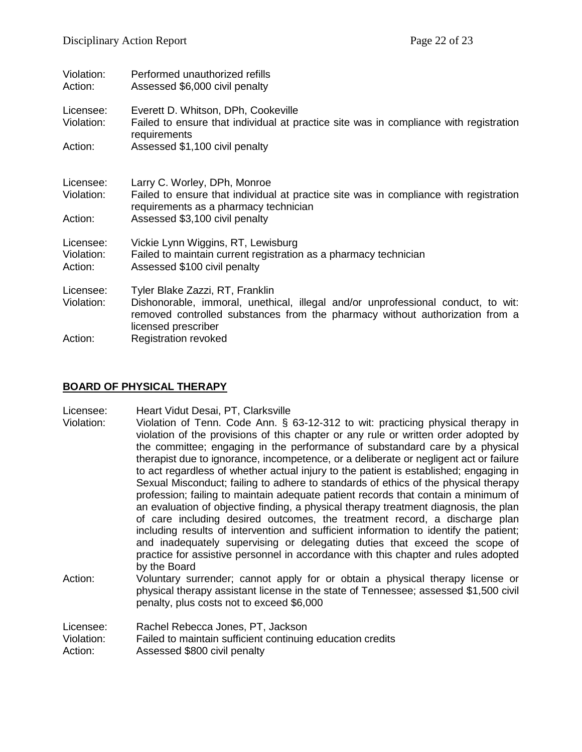Violation: Performed unauthorized refills
Action: Assessed $6,000 civil penalty

Licensee: Everett D. Whitson, DPh, Cookeville
Violation: Failed to ensure that individual at practice site was in compliance with registration requirements
Action: Assessed $1,100 civil penalty

Licensee: Larry C. Worley, DPh, Monroe
Violation: Failed to ensure that individual at practice site was in compliance with registration requirements as a pharmacy technician
Action: Assessed $3,100 civil penalty

Licensee: Vickie Lynn Wiggins, RT, Lewisburg
Violation: Failed to maintain current registration as a pharmacy technician
Action: Assessed $100 civil penalty

Licensee: Tyler Blake Zazzi, RT, Franklin
Violation: Dishonorable, immoral, unethical, illegal and/or unprofessional conduct, to wit: removed controlled substances from the pharmacy without authorization from a licensed prescriber
Action: Registration revoked

## BOARD OF PHYSICAL THERAPY

Licensee: Heart Vidut Desai, PT, Clarksville
Violation: Violation of Tenn. Code Ann. § 63-12-312 to wit: practicing physical therapy in violation of the provisions of this chapter or any rule or written order adopted by the committee; engaging in the performance of substandard care by a physical therapist due to ignorance, incompetence, or a deliberate or negligent act or failure to act regardless of whether actual injury to the patient is established; engaging in Sexual Misconduct; failing to adhere to standards of ethics of the physical therapy profession; failing to maintain adequate patient records that contain a minimum of an evaluation of objective finding, a physical therapy treatment diagnosis, the plan of care including desired outcomes, the treatment record, a discharge plan including results of intervention and sufficient information to identify the patient; and inadequately supervising or delegating duties that exceed the scope of practice for assistive personnel in accordance with this chapter and rules adopted by the Board
Action: Voluntary surrender; cannot apply for or obtain a physical therapy license or physical therapy assistant license in the state of Tennessee; assessed $1,500 civil penalty, plus costs not to exceed $6,000

Licensee: Rachel Rebecca Jones, PT, Jackson
Violation: Failed to maintain sufficient continuing education credits
Action: Assessed $800 civil penalty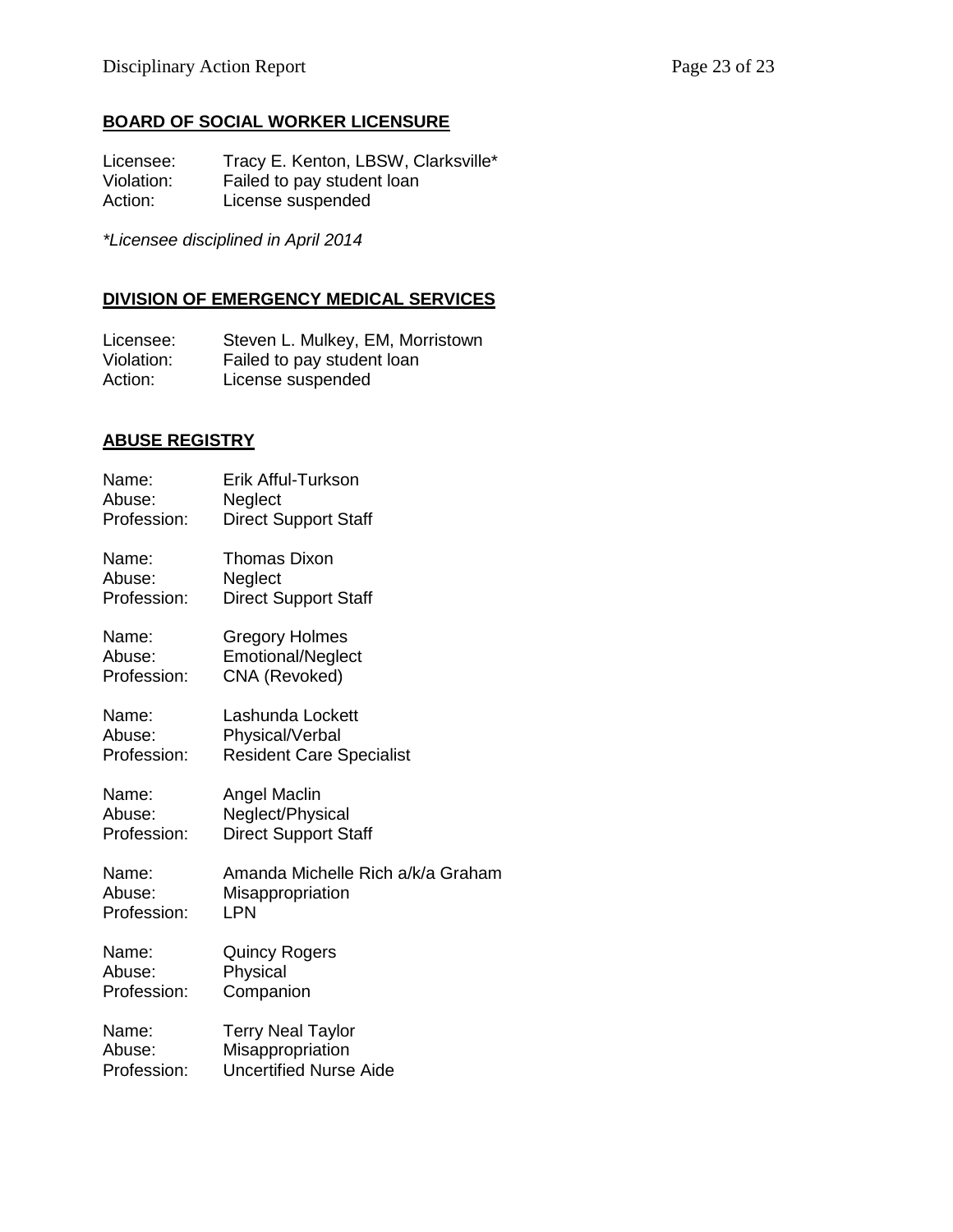**BOARD OF SOCIAL WORKER LICENSURE**

Licensee: Tracy E. Kenton, LBSW, Clarksville*
Violation: Failed to pay student loan
Action: License suspended

*\*Licensee disciplined in April 2014*

**DIVISION OF EMERGENCY MEDICAL SERVICES**

Licensee: Steven L. Mulkey, EM, Morristown
Violation: Failed to pay student loan
Action: License suspended

**ABUSE REGISTRY**

Name: Erik Afful-Turkson
Abuse: Neglect
Profession: Direct Support Staff

Name: Thomas Dixon
Abuse: Neglect
Profession: Direct Support Staff

Name: Gregory Holmes
Abuse: Emotional/Neglect
Profession: CNA (Revoked)

Name: Lashunda Lockett
Abuse: Physical/Verbal
Profession: Resident Care Specialist

Name: Angel Maclin
Abuse: Neglect/Physical
Profession: Direct Support Staff

Name: Amanda Michelle Rich a/k/a Graham
Abuse: Misappropriation
Profession: LPN

Name: Quincy Rogers
Abuse: Physical
Profession: Companion

Name: Terry Neal Taylor
Abuse: Misappropriation
Profession: Uncertified Nurse Aide